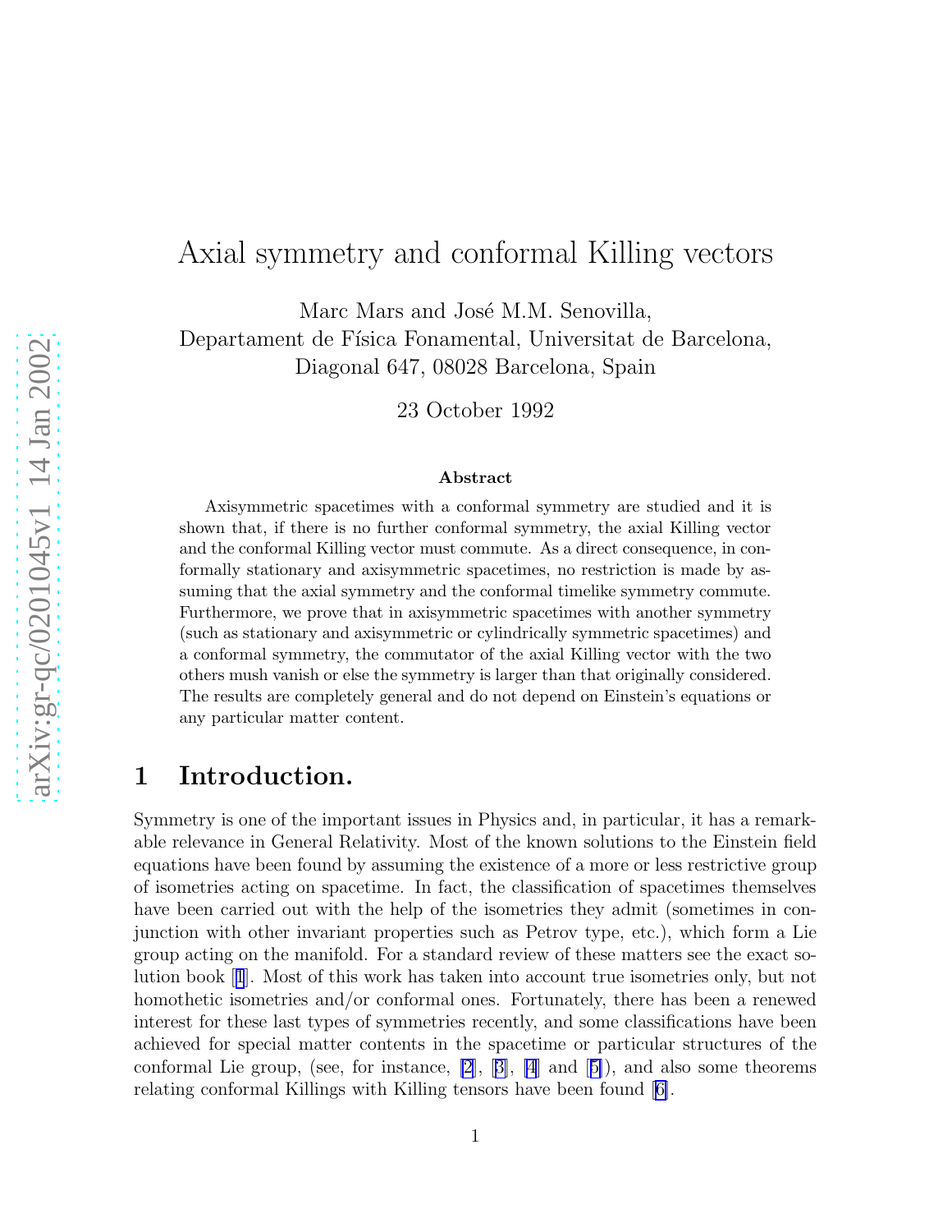# Axial symmetry and conformal Killing vectors

Marc Mars and José M.M. Senovilla,
Departament de Física Fonamental, Universitat de Barcelona,
Diagonal 647, 08028 Barcelona, Spain

23 October 1992

**Abstract**

Axisymmetric spacetimes with a conformal symmetry are studied and it is shown that, if there is no further conformal symmetry, the axial Killing vector and the conformal Killing vector must commute. As a direct consequence, in conformally stationary and axisymmetric spacetimes, no restriction is made by assuming that the axial symmetry and the conformal timelike symmetry commute. Furthermore, we prove that in axisymmetric spacetimes with another symmetry (such as stationary and axisymmetric or cylindrically symmetric spacetimes) and a conformal symmetry, the commutator of the axial Killing vector with the two others mush vanish or else the symmetry is larger than that originally considered. The results are completely general and do not depend on Einstein's equations or any particular matter content.

## 1 Introduction.

Symmetry is one of the important issues in Physics and, in particular, it has a remarkable relevance in General Relativity. Most of the known solutions to the Einstein field equations have been found by assuming the existence of a more or less restrictive group of isometries acting on spacetime. In fact, the classification of spacetimes themselves have been carried out with the help of the isometries they admit (sometimes in conjunction with other invariant properties such as Petrov type, etc.), which form a Lie group acting on the manifold. For a standard review of these matters see the exact solution book [1]. Most of this work has taken into account true isometries only, but not homothetic isometries and/or conformal ones. Fortunately, there has been a renewed interest for these last types of symmetries recently, and some classifications have been achieved for special matter contents in the spacetime or particular structures of the conformal Lie group, (see, for instance, [2], [3], [4] and [5]), and also some theorems relating conformal Killings with Killing tensors have been found [6].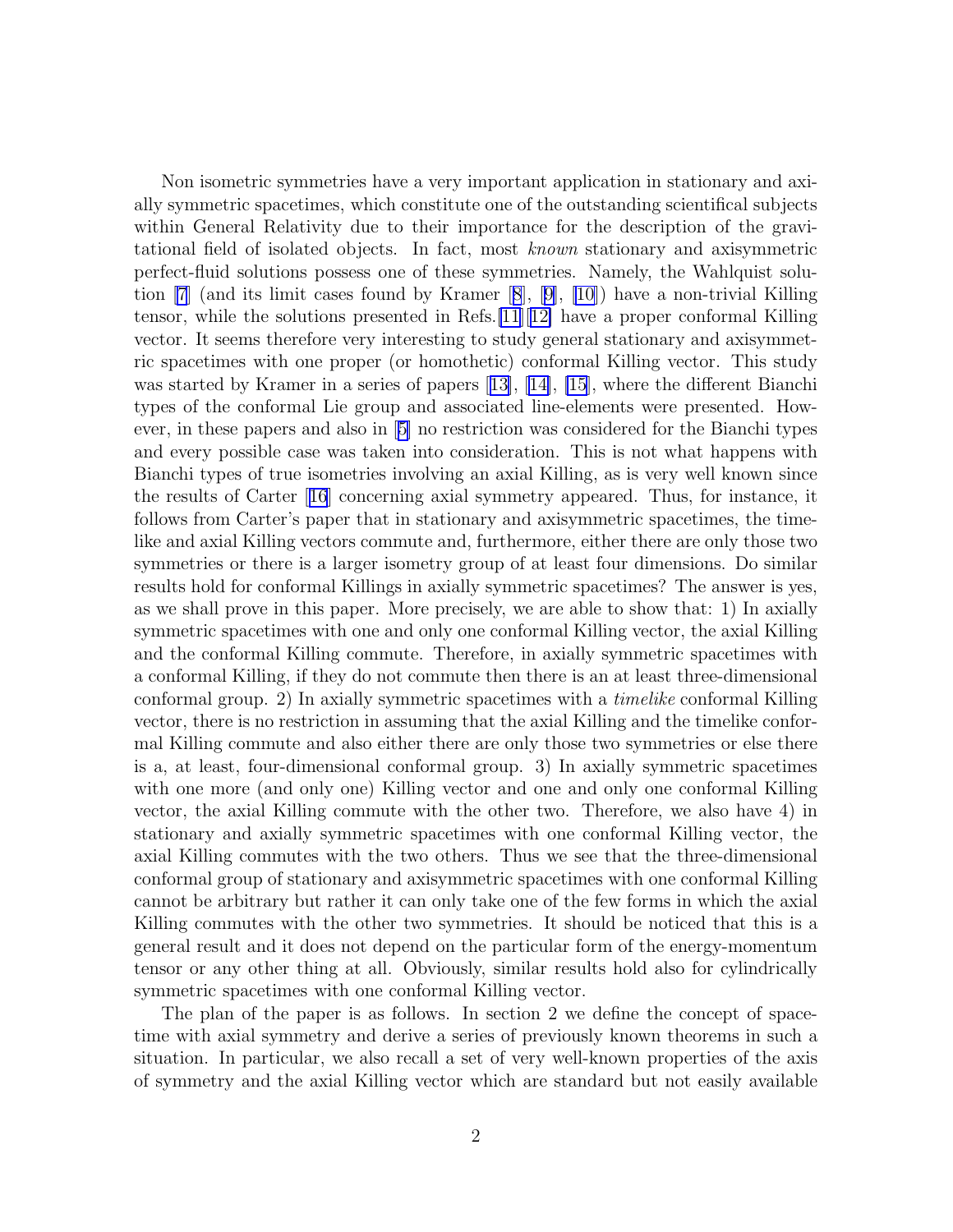Non isometric symmetries have a very important application in stationary and axially symmetric spacetimes, which constitute one of the outstanding scientifical subjects within General Relativity due to their importance for the description of the gravitational field of isolated objects. In fact, most *known* stationary and axisymmetric perfect-fluid solutions possess one of these symmetries. Namely, the Wahlquist solution [7] (and its limit cases found by Kramer [8], [9], [10]) have a non-trivial Killing tensor, while the solutions presented in Refs.[11][12] have a proper conformal Killing vector. It seems therefore very interesting to study general stationary and axisymmetric spacetimes with one proper (or homothetic) conformal Killing vector. This study was started by Kramer in a series of papers [13], [14], [15], where the different Bianchi types of the conformal Lie group and associated line-elements were presented. However, in these papers and also in [5] no restriction was considered for the Bianchi types and every possible case was taken into consideration. This is not what happens with Bianchi types of true isometries involving an axial Killing, as is very well known since the results of Carter [16] concerning axial symmetry appeared. Thus, for instance, it follows from Carter's paper that in stationary and axisymmetric spacetimes, the timelike and axial Killing vectors commute and, furthermore, either there are only those two symmetries or there is a larger isometry group of at least four dimensions. Do similar results hold for conformal Killings in axially symmetric spacetimes? The answer is yes, as we shall prove in this paper. More precisely, we are able to show that: 1) In axially symmetric spacetimes with one and only one conformal Killing vector, the axial Killing and the conformal Killing commute. Therefore, in axially symmetric spacetimes with a conformal Killing, if they do not commute then there is an at least three-dimensional conformal group. 2) In axially symmetric spacetimes with a *timelike* conformal Killing vector, there is no restriction in assuming that the axial Killing and the timelike conformal Killing commute and also either there are only those two symmetries or else there is a, at least, four-dimensional conformal group. 3) In axially symmetric spacetimes with one more (and only one) Killing vector and one and only one conformal Killing vector, the axial Killing commute with the other two. Therefore, we also have 4) in stationary and axially symmetric spacetimes with one conformal Killing vector, the axial Killing commutes with the two others. Thus we see that the three-dimensional conformal group of stationary and axisymmetric spacetimes with one conformal Killing cannot be arbitrary but rather it can only take one of the few forms in which the axial Killing commutes with the other two symmetries. It should be noticed that this is a general result and it does not depend on the particular form of the energy-momentum tensor or any other thing at all. Obviously, similar results hold also for cylindrically symmetric spacetimes with one conformal Killing vector.

The plan of the paper is as follows. In section 2 we define the concept of spacetime with axial symmetry and derive a series of previously known theorems in such a situation. In particular, we also recall a set of very well-known properties of the axis of symmetry and the axial Killing vector which are standard but not easily available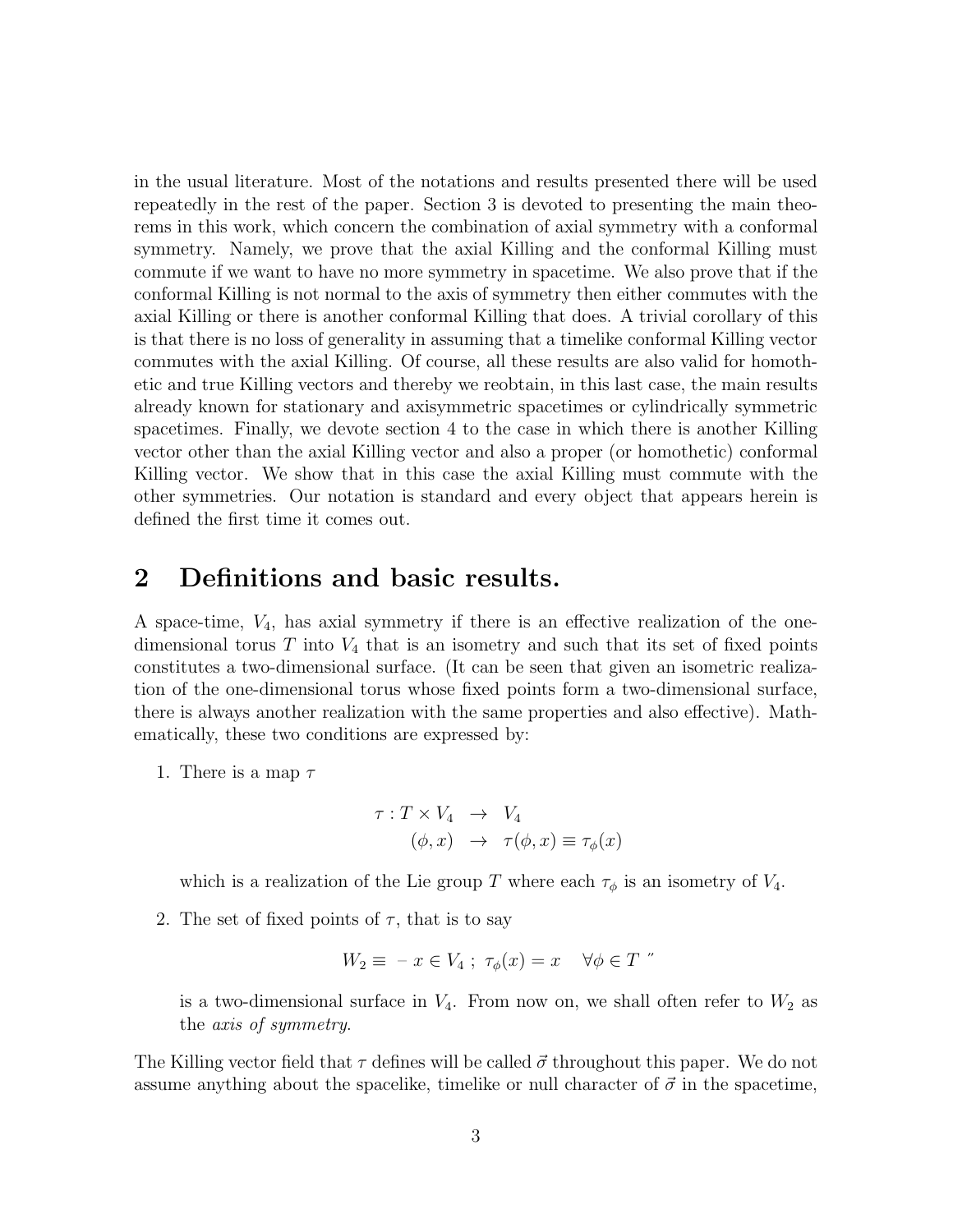in the usual literature. Most of the notations and results presented there will be used repeatedly in the rest of the paper. Section 3 is devoted to presenting the main theorems in this work, which concern the combination of axial symmetry with a conformal symmetry. Namely, we prove that the axial Killing and the conformal Killing must commute if we want to have no more symmetry in spacetime. We also prove that if the conformal Killing is not normal to the axis of symmetry then either commutes with the axial Killing or there is another conformal Killing that does. A trivial corollary of this is that there is no loss of generality in assuming that a timelike conformal Killing vector commutes with the axial Killing. Of course, all these results are also valid for homothetic and true Killing vectors and thereby we reobtain, in this last case, the main results already known for stationary and axisymmetric spacetimes or cylindrically symmetric spacetimes. Finally, we devote section 4 to the case in which there is another Killing vector other than the axial Killing vector and also a proper (or homothetic) conformal Killing vector. We show that in this case the axial Killing must commute with the other symmetries. Our notation is standard and every object that appears herein is defined the first time it comes out.

## 2 Definitions and basic results.

A space-time, $V_4$, has axial symmetry if there is an effective realization of the one-dimensional torus $T$ into $V_4$ that is an isometry and such that its set of fixed points constitutes a two-dimensional surface. (It can be seen that given an isometric realization of the one-dimensional torus whose fixed points form a two-dimensional surface, there is always another realization with the same properties and also effective). Mathematically, these two conditions are expressed by:

1. There is a map $\tau$

$$\begin{aligned} \tau : T \times V_4 &\rightarrow V_4 \\ (\phi, x) &\rightarrow \tau(\phi, x) \equiv \tau_\phi(x) \end{aligned}$$

which is a realization of the Lie group $T$ where each $\tau_\phi$ is an isometry of $V_4$.

2. The set of fixed points of $\tau$, that is to say

$$W_2 \equiv \{ x \in V_4 \; ; \; \tau_\phi(x) = x \quad \forall \phi \in T \}$$

is a two-dimensional surface in $V_4$. From now on, we shall often refer to $W_2$ as the *axis of symmetry*.

The Killing vector field that $\tau$ defines will be called $\vec{\sigma}$ throughout this paper. We do not assume anything about the spacelike, timelike or null character of $\vec{\sigma}$ in the spacetime,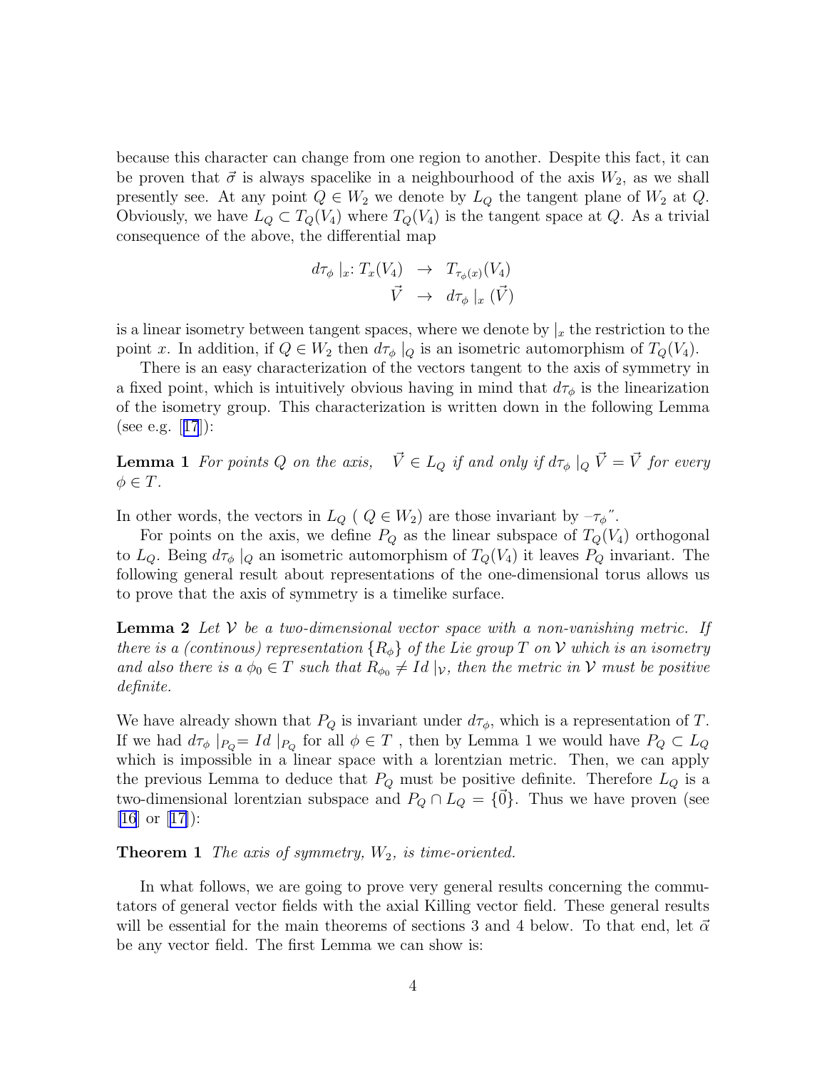because this character can change from one region to another. Despite this fact, it can be proven that $\vec{\sigma}$ is always spacelike in a neighbourhood of the axis $W_2$, as we shall presently see. At any point $Q \in W_2$ we denote by $L_Q$ the tangent plane of $W_2$ at $Q$. Obviously, we have $L_Q \subset T_Q(V_4)$ where $T_Q(V_4)$ is the tangent space at $Q$. As a trivial consequence of the above, the differential map

$$\begin{array}{rcl} d\tau_\phi \mid_x : T_x(V_4) & \rightarrow & T_{\tau_\phi(x)}(V_4) \\ \vec{V} & \rightarrow & d\tau_\phi \mid_x (\vec{V}) \end{array}$$

is a linear isometry between tangent spaces, where we denote by $|_x$ the restriction to the point $x$. In addition, if $Q \in W_2$ then $d\tau_\phi \mid_Q$ is an isometric automorphism of $T_Q(V_4)$.

There is an easy characterization of the vectors tangent to the axis of symmetry in a fixed point, which is intuitively obvious having in mind that $d\tau_\phi$ is the linearization of the isometry group. This characterization is written down in the following Lemma (see e.g. [17]):

**Lemma 1** *For points $Q$ on the axis, $\vec{V} \in L_Q$ if and only if $d\tau_\phi \mid_Q \vec{V} = \vec{V}$ for every $\phi \in T$.*

In other words, the vectors in $L_Q$ ( $Q \in W_2$) are those invariant by –$\tau_\phi$".

For points on the axis, we define $P_Q$ as the linear subspace of $T_Q(V_4)$ orthogonal to $L_Q$. Being $d\tau_\phi \mid_Q$ an isometric automorphism of $T_Q(V_4)$ it leaves $P_Q$ invariant. The following general result about representations of the one-dimensional torus allows us to prove that the axis of symmetry is a timelike surface.

**Lemma 2** *Let $\mathcal{V}$ be a two-dimensional vector space with a non-vanishing metric. If there is a (continous) representation $\{R_\phi\}$ of the Lie group $T$ on $\mathcal{V}$ which is an isometry and also there is a $\phi_0 \in T$ such that $R_{\phi_0} \neq Id \mid_{\mathcal{V}}$, then the metric in $\mathcal{V}$ must be positive definite.*

We have already shown that $P_Q$ is invariant under $d\tau_\phi$, which is a representation of $T$. If we had $d\tau_\phi \mid_{P_Q} = Id \mid_{P_Q}$ for all $\phi \in T$ , then by Lemma 1 we would have $P_Q \subset L_Q$ which is impossible in a linear space with a lorentzian metric. Then, we can apply the previous Lemma to deduce that $P_Q$ must be positive definite. Therefore $L_Q$ is a two-dimensional lorentzian subspace and $P_Q \cap L_Q = \{\vec{0}\}$. Thus we have proven (see [16] or [17]):

**Theorem 1** *The axis of symmetry, $W_2$, is time-oriented.*

In what follows, we are going to prove very general results concerning the commutators of general vector fields with the axial Killing vector field. These general results will be essential for the main theorems of sections 3 and 4 below. To that end, let $\vec{\alpha}$ be any vector field. The first Lemma we can show is: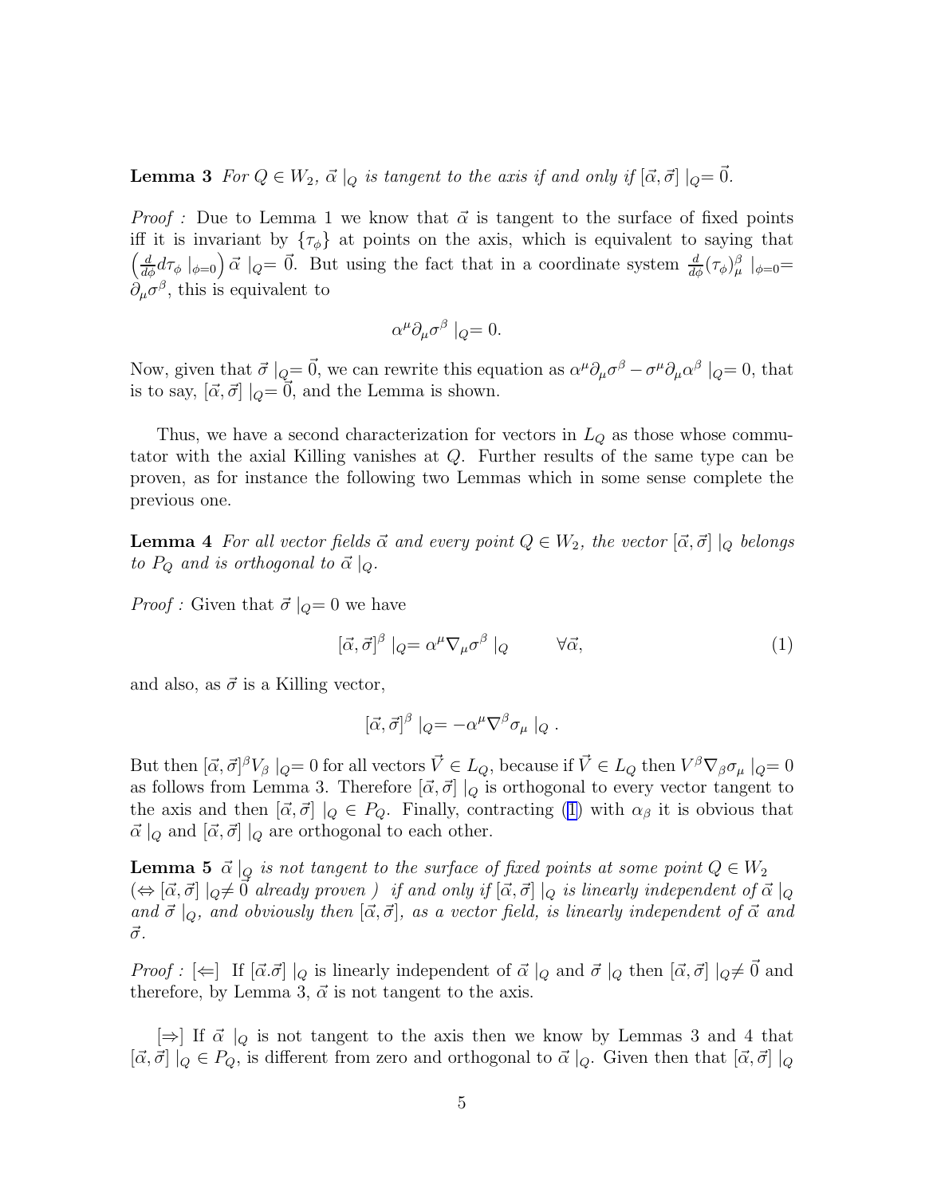**Lemma 3** *For $Q \in W_2$, $\vec{\alpha}\mid_Q$ is tangent to the axis if and only if $[\vec{\alpha},\vec{\sigma}]\mid_Q = \vec{0}$.*

*Proof :* Due to Lemma 1 we know that $\vec{\alpha}$ is tangent to the surface of fixed points iff it is invariant by $\{\tau_\phi\}$ at points on the axis, which is equivalent to saying that $\left(\frac{d}{d\phi}d\tau_\phi\mid_{\phi=0}\right)\vec{\alpha}\mid_Q = \vec{0}$. But using the fact that in a coordinate system $\frac{d}{d\phi}(\tau_\phi)^\beta_\mu\mid_{\phi=0} = \partial_\mu\sigma^\beta$, this is equivalent to

$$\alpha^\mu\partial_\mu\sigma^\beta\mid_Q = 0.$$

Now, given that $\vec{\sigma}\mid_Q = \vec{0}$, we can rewrite this equation as $\alpha^\mu\partial_\mu\sigma^\beta - \sigma^\mu\partial_\mu\alpha^\beta\mid_Q = 0$, that is to say, $[\vec{\alpha},\vec{\sigma}]\mid_Q = \vec{0}$, and the Lemma is shown.

Thus, we have a second characterization for vectors in $L_Q$ as those whose commutator with the axial Killing vanishes at $Q$. Further results of the same type can be proven, as for instance the following two Lemmas which in some sense complete the previous one.

**Lemma 4** *For all vector fields $\vec{\alpha}$ and every point $Q \in W_2$, the vector $[\vec{\alpha},\vec{\sigma}]\mid_Q$ belongs to $P_Q$ and is orthogonal to $\vec{\alpha}\mid_Q$.*

*Proof :* Given that $\vec{\sigma}\mid_Q = 0$ we have

$$[\vec{\alpha},\vec{\sigma}]^\beta\mid_Q = \alpha^\mu\nabla_\mu\sigma^\beta\mid_Q \qquad \forall\vec{\alpha}, \tag{1}$$

and also, as $\vec{\sigma}$ is a Killing vector,

$$[\vec{\alpha},\vec{\sigma}]^\beta\mid_Q = -\alpha^\mu\nabla^\beta\sigma_\mu\mid_Q .$$

But then $[\vec{\alpha},\vec{\sigma}]^\beta V_\beta\mid_Q = 0$ for all vectors $\vec{V} \in L_Q$, because if $\vec{V} \in L_Q$ then $V^\beta\nabla_\beta\sigma_\mu\mid_Q = 0$ as follows from Lemma 3. Therefore $[\vec{\alpha},\vec{\sigma}]\mid_Q$ is orthogonal to every vector tangent to the axis and then $[\vec{\alpha},\vec{\sigma}]\mid_Q \in P_Q$. Finally, contracting (1) with $\alpha_\beta$ it is obvious that $\vec{\alpha}\mid_Q$ and $[\vec{\alpha},\vec{\sigma}]\mid_Q$ are orthogonal to each other.

**Lemma 5** *$\vec{\alpha}\mid_Q$ is not tangent to the surface of fixed points at some point $Q \in W_2$ ($\Leftrightarrow [\vec{\alpha},\vec{\sigma}]\mid_Q \neq \vec{0}$ already proven ) if and only if $[\vec{\alpha},\vec{\sigma}]\mid_Q$ is linearly independent of $\vec{\alpha}\mid_Q$ and $\vec{\sigma}\mid_Q$, and obviously then $[\vec{\alpha},\vec{\sigma}]$, as a vector field, is linearly independent of $\vec{\alpha}$ and $\vec{\sigma}$.*

*Proof :* [$\Leftarrow$] If $[\vec{\alpha}.\vec{\sigma}]\mid_Q$ is linearly independent of $\vec{\alpha}\mid_Q$ and $\vec{\sigma}\mid_Q$ then $[\vec{\alpha},\vec{\sigma}]\mid_Q \neq \vec{0}$ and therefore, by Lemma 3, $\vec{\alpha}$ is not tangent to the axis.

[$\Rightarrow$] If $\vec{\alpha}\mid_Q$ is not tangent to the axis then we know by Lemmas 3 and 4 that $[\vec{\alpha},\vec{\sigma}]\mid_Q \in P_Q$, is different from zero and orthogonal to $\vec{\alpha}\mid_Q$. Given then that $[\vec{\alpha},\vec{\sigma}]\mid_Q$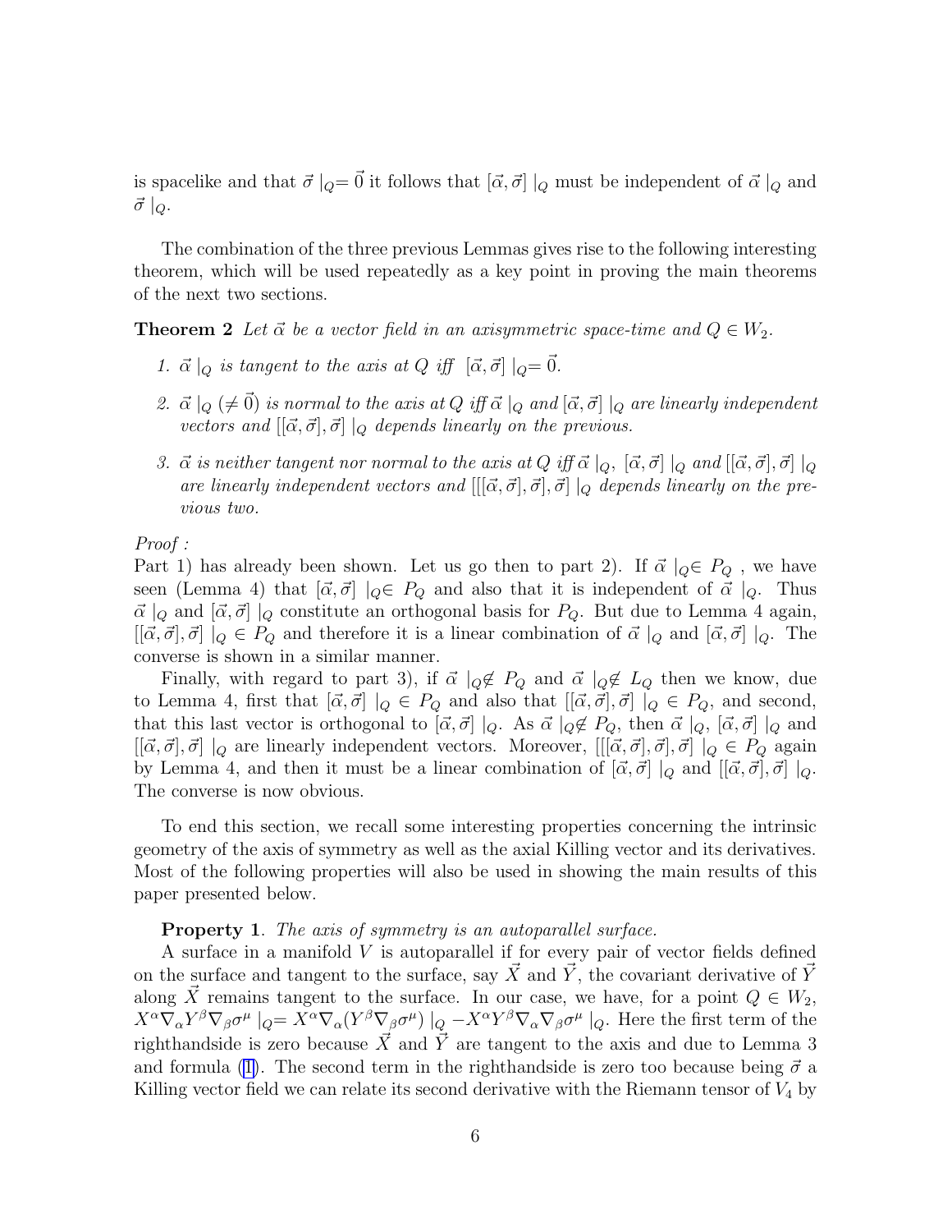is spacelike and that $\vec{\sigma}\mid_Q = \vec{0}$ it follows that $[\vec{\alpha}, \vec{\sigma}]\mid_Q$ must be independent of $\vec{\alpha}\mid_Q$ and $\vec{\sigma}\mid_Q$.

The combination of the three previous Lemmas gives rise to the following interesting theorem, which will be used repeatedly as a key point in proving the main theorems of the next two sections.

**Theorem 2** *Let $\vec{\alpha}$ be a vector field in an axisymmetric space-time and $Q \in W_2$.*

1. *$\vec{\alpha}\mid_Q$ is tangent to the axis at $Q$ iff $[\vec{\alpha}, \vec{\sigma}]\mid_Q = \vec{0}$.*
2. *$\vec{\alpha}\mid_Q$ $(\neq \vec{0})$ is normal to the axis at $Q$ iff $\vec{\alpha}\mid_Q$ and $[\vec{\alpha}, \vec{\sigma}]\mid_Q$ are linearly independent vectors and $[[\vec{\alpha}, \vec{\sigma}], \vec{\sigma}]\mid_Q$ depends linearly on the previous.*
3. *$\vec{\alpha}$ is neither tangent nor normal to the axis at $Q$ iff $\vec{\alpha}\mid_Q$, $[\vec{\alpha}, \vec{\sigma}]\mid_Q$ and $[[\vec{\alpha}, \vec{\sigma}], \vec{\sigma}]\mid_Q$ are linearly independent vectors and $[[[\vec{\alpha}, \vec{\sigma}], \vec{\sigma}], \vec{\sigma}]\mid_Q$ depends linearly on the previous two.*

*Proof :*
Part 1) has already been shown. Let us go then to part 2). If $\vec{\alpha}\mid_Q \in P_Q$ , we have seen (Lemma 4) that $[\vec{\alpha}, \vec{\sigma}]\mid_Q \in P_Q$ and also that it is independent of $\vec{\alpha}\mid_Q$. Thus $\vec{\alpha}\mid_Q$ and $[\vec{\alpha}, \vec{\sigma}]\mid_Q$ constitute an orthogonal basis for $P_Q$. But due to Lemma 4 again, $[[\vec{\alpha}, \vec{\sigma}], \vec{\sigma}]\mid_Q \in P_Q$ and therefore it is a linear combination of $\vec{\alpha}\mid_Q$ and $[\vec{\alpha}, \vec{\sigma}]\mid_Q$. The converse is shown in a similar manner.

Finally, with regard to part 3), if $\vec{\alpha}\mid_Q \notin P_Q$ and $\vec{\alpha}\mid_Q \notin L_Q$ then we know, due to Lemma 4, first that $[\vec{\alpha}, \vec{\sigma}]\mid_Q \in P_Q$ and also that $[[\vec{\alpha}, \vec{\sigma}], \vec{\sigma}]\mid_Q \in P_Q$, and second, that this last vector is orthogonal to $[\vec{\alpha}, \vec{\sigma}]\mid_Q$. As $\vec{\alpha}\mid_Q \notin P_Q$, then $\vec{\alpha}\mid_Q$, $[\vec{\alpha}, \vec{\sigma}]\mid_Q$ and $[[\vec{\alpha}, \vec{\sigma}], \vec{\sigma}]\mid_Q$ are linearly independent vectors. Moreover, $[[[\vec{\alpha}, \vec{\sigma}], \vec{\sigma}], \vec{\sigma}]\mid_Q \in P_Q$ again by Lemma 4, and then it must be a linear combination of $[\vec{\alpha}, \vec{\sigma}]\mid_Q$ and $[[\vec{\alpha}, \vec{\sigma}], \vec{\sigma}]\mid_Q$. The converse is now obvious.

To end this section, we recall some interesting properties concerning the intrinsic geometry of the axis of symmetry as well as the axial Killing vector and its derivatives. Most of the following properties will also be used in showing the main results of this paper presented below.

**Property 1**. *The axis of symmetry is an autoparallel surface.*

A surface in a manifold $V$ is autoparallel if for every pair of vector fields defined on the surface and tangent to the surface, say $\vec{X}$ and $\vec{Y}$, the covariant derivative of $\vec{Y}$ along $\vec{X}$ remains tangent to the surface. In our case, we have, for a point $Q \in W_2$, $X^\alpha \nabla_\alpha Y^\beta \nabla_\beta \sigma^\mu \mid_Q = X^\alpha \nabla_\alpha (Y^\beta \nabla_\beta \sigma^\mu)\mid_Q - X^\alpha Y^\beta \nabla_\alpha \nabla_\beta \sigma^\mu \mid_Q$. Here the first term of the righthandside is zero because $\vec{X}$ and $\vec{Y}$ are tangent to the axis and due to Lemma 3 and formula (1). The second term in the righthandside is zero too because being $\vec{\sigma}$ a Killing vector field we can relate its second derivative with the Riemann tensor of $V_4$ by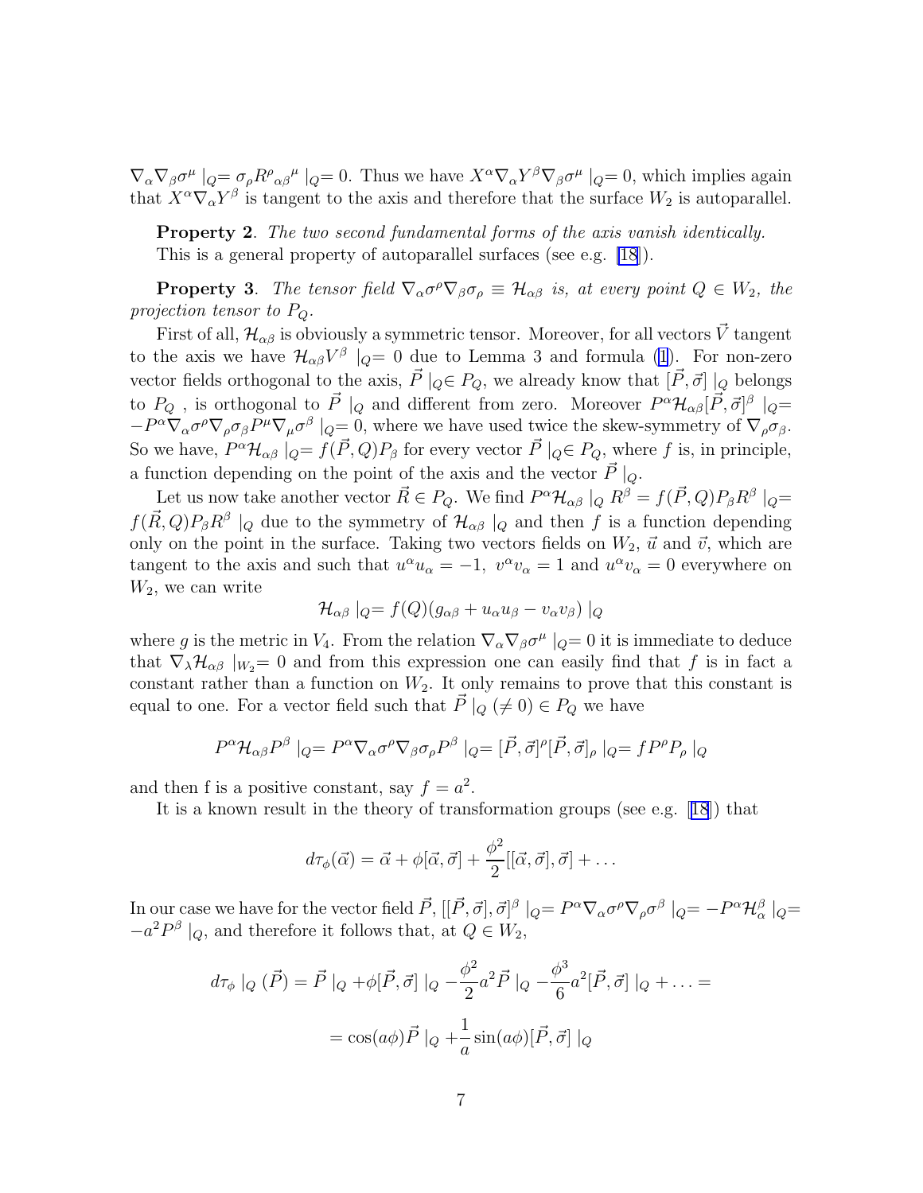$\nabla_\alpha \nabla_\beta \sigma^\mu \mid_Q = \sigma_\rho R^\rho{}_{\alpha\beta}{}^\mu \mid_Q = 0$. Thus we have $X^\alpha \nabla_\alpha Y^\beta \nabla_\beta \sigma^\mu \mid_Q = 0$, which implies again that $X^\alpha \nabla_\alpha Y^\beta$ is tangent to the axis and therefore that the surface $W_2$ is autoparallel.

**Property 2**. *The two second fundamental forms of the axis vanish identically.*
This is a general property of autoparallel surfaces (see e.g. [18]).

**Property 3**. *The tensor field $\nabla_\alpha \sigma^\rho \nabla_\beta \sigma_\rho \equiv \mathcal{H}_{\alpha\beta}$ is, at every point $Q \in W_2$, the projection tensor to $P_Q$.*

First of all, $\mathcal{H}_{\alpha\beta}$ is obviously a symmetric tensor. Moreover, for all vectors $\vec{V}$ tangent to the axis we have $\mathcal{H}_{\alpha\beta} V^\beta \mid_Q = 0$ due to Lemma 3 and formula (1). For non-zero vector fields orthogonal to the axis, $\vec{P} \mid_Q \in P_Q$, we already know that $[\vec{P}, \vec{\sigma}] \mid_Q$ belongs to $P_Q$ , is orthogonal to $\vec{P} \mid_Q$ and different from zero. Moreover $P^\alpha \mathcal{H}_{\alpha\beta} [\vec{P}, \vec{\sigma}]^\beta \mid_Q = -P^\alpha \nabla_\alpha \sigma^\rho \nabla_\rho \sigma_\beta P^\mu \nabla_\mu \sigma^\beta \mid_Q = 0$, where we have used twice the skew-symmetry of $\nabla_\rho \sigma_\beta$. So we have, $P^\alpha \mathcal{H}_{\alpha\beta} \mid_Q = f(\vec{P}, Q) P_\beta$ for every vector $\vec{P} \mid_Q \in P_Q$, where $f$ is, in principle, a function depending on the point of the axis and the vector $\vec{P} \mid_Q$.

Let us now take another vector $\vec{R} \in P_Q$. We find $P^\alpha \mathcal{H}_{\alpha\beta} \mid_Q R^\beta = f(\vec{P}, Q) P_\beta R^\beta \mid_Q = f(\vec{R}, Q) P_\beta R^\beta \mid_Q$ due to the symmetry of $\mathcal{H}_{\alpha\beta} \mid_Q$ and then $f$ is a function depending only on the point in the surface. Taking two vectors fields on $W_2$, $\vec{u}$ and $\vec{v}$, which are tangent to the axis and such that $u^\alpha u_\alpha = -1$, $v^\alpha v_\alpha = 1$ and $u^\alpha v_\alpha = 0$ everywhere on $W_2$, we can write

$$\mathcal{H}_{\alpha\beta} \mid_Q = f(Q)(g_{\alpha\beta} + u_\alpha u_\beta - v_\alpha v_\beta) \mid_Q$$

where $g$ is the metric in $V_4$. From the relation $\nabla_\alpha \nabla_\beta \sigma^\mu \mid_Q = 0$ it is immediate to deduce that $\nabla_\lambda \mathcal{H}_{\alpha\beta} \mid_{W_2} = 0$ and from this expression one can easily find that $f$ is in fact a constant rather than a function on $W_2$. It only remains to prove that this constant is equal to one. For a vector field such that $\vec{P} \mid_Q (\neq 0) \in P_Q$ we have

$$P^\alpha \mathcal{H}_{\alpha\beta} P^\beta \mid_Q = P^\alpha \nabla_\alpha \sigma^\rho \nabla_\beta \sigma_\rho P^\beta \mid_Q = [\vec{P}, \vec{\sigma}]^\rho [\vec{P}, \vec{\sigma}]_\rho \mid_Q = f P^\rho P_\rho \mid_Q$$

and then f is a positive constant, say $f = a^2$.

It is a known result in the theory of transformation groups (see e.g. [18]) that

$$d\tau_\phi(\vec{\alpha}) = \vec{\alpha} + \phi[\vec{\alpha}, \vec{\sigma}] + \frac{\phi^2}{2}[[\vec{\alpha}, \vec{\sigma}], \vec{\sigma}] + \ldots$$

In our case we have for the vector field $\vec{P}$, $[[\vec{P}, \vec{\sigma}], \vec{\sigma}]^\beta \mid_Q = P^\alpha \nabla_\alpha \sigma^\rho \nabla_\rho \sigma^\beta \mid_Q = -P^\alpha \mathcal{H}_\alpha^\beta \mid_Q = -a^2 P^\beta \mid_Q$, and therefore it follows that, at $Q \in W_2$,

$$d\tau_\phi \mid_Q (\vec{P}) = \vec{P} \mid_Q + \phi[\vec{P}, \vec{\sigma}] \mid_Q - \frac{\phi^2}{2} a^2 \vec{P} \mid_Q - \frac{\phi^3}{6} a^2 [\vec{P}, \vec{\sigma}] \mid_Q + \ldots =$$

$$= \cos(a\phi) \vec{P} \mid_Q + \frac{1}{a} \sin(a\phi) [\vec{P}, \vec{\sigma}] \mid_Q$$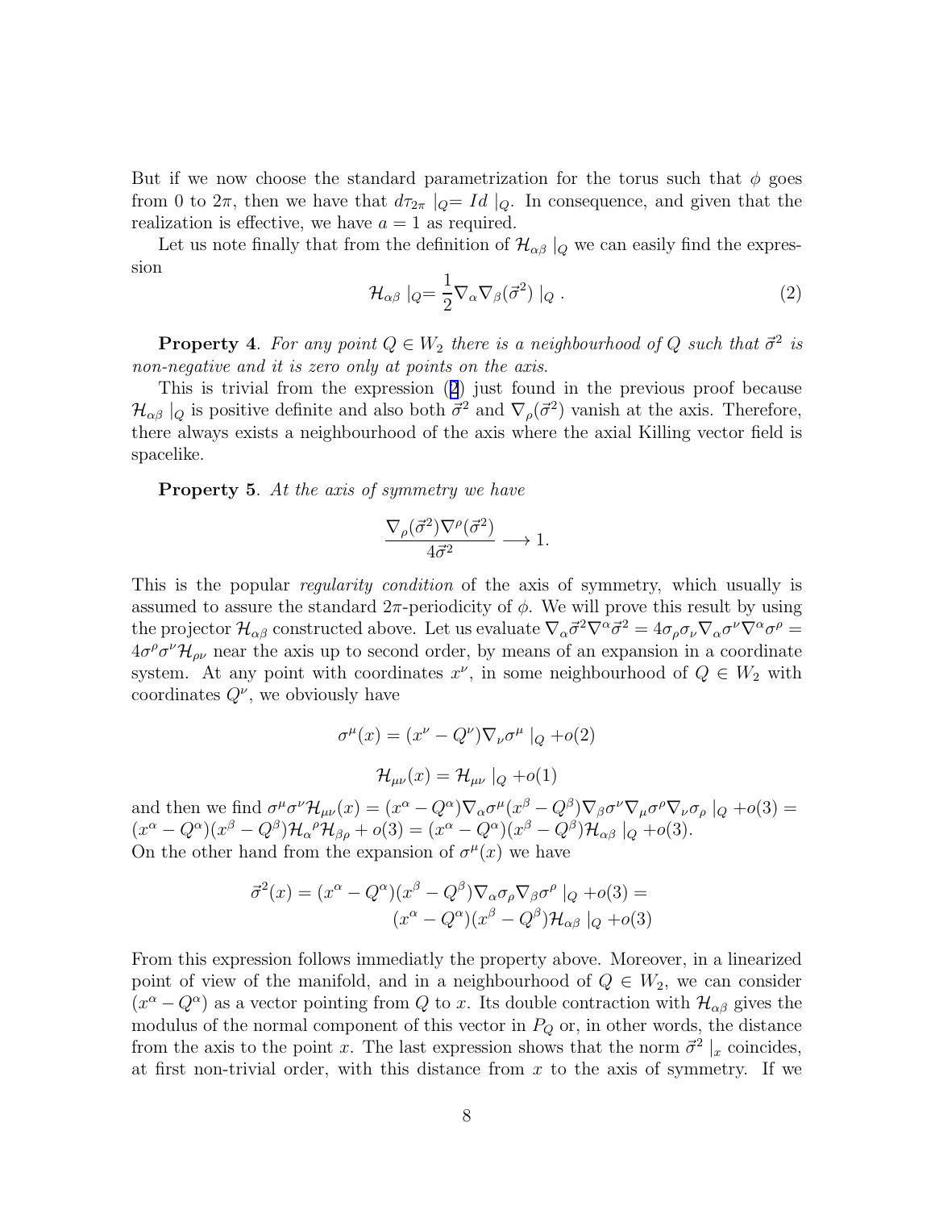But if we now choose the standard parametrization for the torus such that $\phi$ goes from 0 to $2\pi$, then we have that $d\tau_{2\pi} \mid_Q = Id \mid_Q$. In consequence, and given that the realization is effective, we have $a = 1$ as required.

Let us note finally that from the definition of $\mathcal{H}_{\alpha\beta} \mid_Q$ we can easily find the expression

$$\mathcal{H}_{\alpha\beta} \mid_Q = \frac{1}{2} \nabla_\alpha \nabla_\beta (\vec{\sigma}^2) \mid_Q . \tag{2}$$

**Property 4**. *For any point $Q \in W_2$ there is a neighbourhood of $Q$ such that $\vec{\sigma}^2$ is non-negative and it is zero only at points on the axis.*

This is trivial from the expression (2) just found in the previous proof because $\mathcal{H}_{\alpha\beta} \mid_Q$ is positive definite and also both $\vec{\sigma}^2$ and $\nabla_\rho(\vec{\sigma}^2)$ vanish at the axis. Therefore, there always exists a neighbourhood of the axis where the axial Killing vector field is spacelike.

**Property 5**. *At the axis of symmetry we have*

$$\frac{\nabla_\rho(\vec{\sigma}^2)\nabla^\rho(\vec{\sigma}^2)}{4\vec{\sigma}^2} \longrightarrow 1.$$

This is the popular *regularity condition* of the axis of symmetry, which usually is assumed to assure the standard $2\pi$-periodicity of $\phi$. We will prove this result by using the projector $\mathcal{H}_{\alpha\beta}$ constructed above. Let us evaluate $\nabla_\alpha \vec{\sigma}^2 \nabla^\alpha \vec{\sigma}^2 = 4\sigma_\rho \sigma_\nu \nabla_\alpha \sigma^\nu \nabla^\alpha \sigma^\rho = 4\sigma^\rho \sigma^\nu \mathcal{H}_{\rho\nu}$ near the axis up to second order, by means of an expansion in a coordinate system. At any point with coordinates $x^\nu$, in some neighbourhood of $Q \in W_2$ with coordinates $Q^\nu$, we obviously have

$$\sigma^\mu(x) = (x^\nu - Q^\nu)\nabla_\nu \sigma^\mu \mid_Q + o(2)$$

$$\mathcal{H}_{\mu\nu}(x) = \mathcal{H}_{\mu\nu} \mid_Q + o(1)$$

and then we find $\sigma^\mu \sigma^\nu \mathcal{H}_{\mu\nu}(x) = (x^\alpha - Q^\alpha)\nabla_\alpha \sigma^\mu (x^\beta - Q^\beta)\nabla_\beta \sigma^\nu \nabla_\mu \sigma^\rho \nabla_\nu \sigma_\rho \mid_Q + o(3) = (x^\alpha - Q^\alpha)(x^\beta - Q^\beta)\mathcal{H}_\alpha{}^\rho \mathcal{H}_{\beta\rho} + o(3) = (x^\alpha - Q^\alpha)(x^\beta - Q^\beta)\mathcal{H}_{\alpha\beta} \mid_Q + o(3)$.
On the other hand from the expansion of $\sigma^\mu(x)$ we have

$$\vec{\sigma}^2(x) = (x^\alpha - Q^\alpha)(x^\beta - Q^\beta)\nabla_\alpha \sigma_\rho \nabla_\beta \sigma^\rho \mid_Q + o(3) = (x^\alpha - Q^\alpha)(x^\beta - Q^\beta)\mathcal{H}_{\alpha\beta} \mid_Q + o(3)$$

From this expression follows immediatly the property above. Moreover, in a linearized point of view of the manifold, and in a neighbourhood of $Q \in W_2$, we can consider $(x^\alpha - Q^\alpha)$ as a vector pointing from $Q$ to $x$. Its double contraction with $\mathcal{H}_{\alpha\beta}$ gives the modulus of the normal component of this vector in $P_Q$ or, in other words, the distance from the axis to the point $x$. The last expression shows that the norm $\vec{\sigma}^2 \mid_x$ coincides, at first non-trivial order, with this distance from $x$ to the axis of symmetry. If we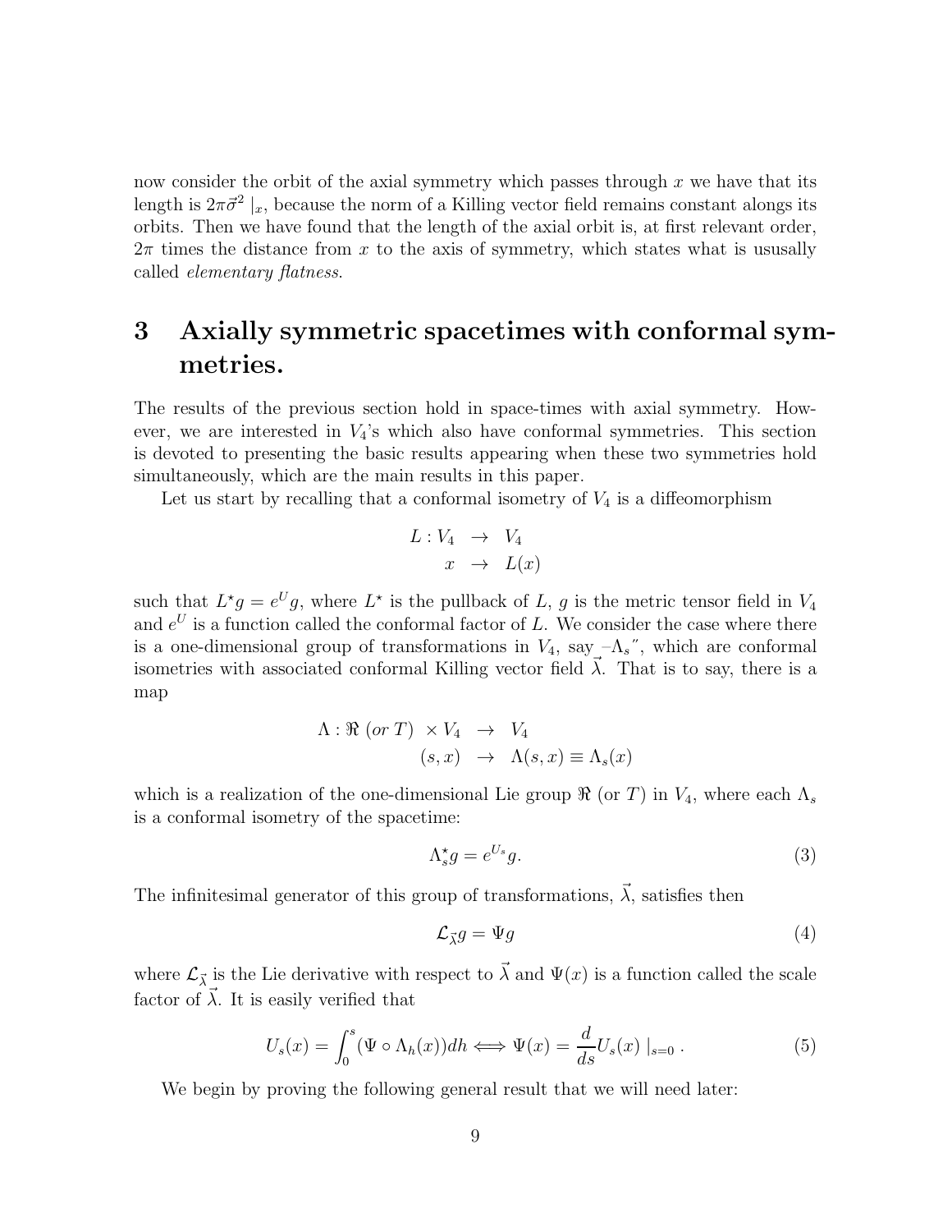now consider the orbit of the axial symmetry which passes through $x$ we have that its length is $2\pi\vec{\sigma}^2\mid_x$, because the norm of a Killing vector field remains constant alongs its orbits. Then we have found that the length of the axial orbit is, at first relevant order, $2\pi$ times the distance from $x$ to the axis of symmetry, which states what is ususally called *elementary flatness*.

## 3 Axially symmetric spacetimes with conformal symmetries.

The results of the previous section hold in space-times with axial symmetry. However, we are interested in $V_4$'s which also have conformal symmetries. This section is devoted to presenting the basic results appearing when these two symmetries hold simultaneously, which are the main results in this paper.

Let us start by recalling that a conformal isometry of $V_4$ is a diffeomorphism

$$\begin{aligned} L : V_4 &\rightarrow V_4 \\ x &\rightarrow L(x) \end{aligned}$$

such that $L^\star g = e^U g$, where $L^\star$ is the pullback of $L$, $g$ is the metric tensor field in $V_4$ and $e^U$ is a function called the conformal factor of $L$. We consider the case where there is a one-dimensional group of transformations in $V_4$, say "$\Lambda_s$", which are conformal isometries with associated conformal Killing vector field $\vec{\lambda}$. That is to say, there is a map

$$\begin{aligned} \Lambda : \Re \ (or \ T) \ \times V_4 &\rightarrow V_4 \\ (s,x) &\rightarrow \Lambda(s,x) \equiv \Lambda_s(x) \end{aligned}$$

which is a realization of the one-dimensional Lie group $\Re$ (or $T$) in $V_4$, where each $\Lambda_s$ is a conformal isometry of the spacetime:

$$\Lambda_s^\star g = e^{U_s} g. \tag{3}$$

The infinitesimal generator of this group of transformations, $\vec{\lambda}$, satisfies then

$$\mathcal{L}_{\vec{\lambda}} g = \Psi g \tag{4}$$

where $\mathcal{L}_{\vec{\lambda}}$ is the Lie derivative with respect to $\vec{\lambda}$ and $\Psi(x)$ is a function called the scale factor of $\vec{\lambda}$. It is easily verified that

$$U_s(x) = \int_0^s (\Psi \circ \Lambda_h(x))dh \Longleftrightarrow \Psi(x) = \frac{d}{ds} U_s(x) \mid_{s=0} . \tag{5}$$

We begin by proving the following general result that we will need later: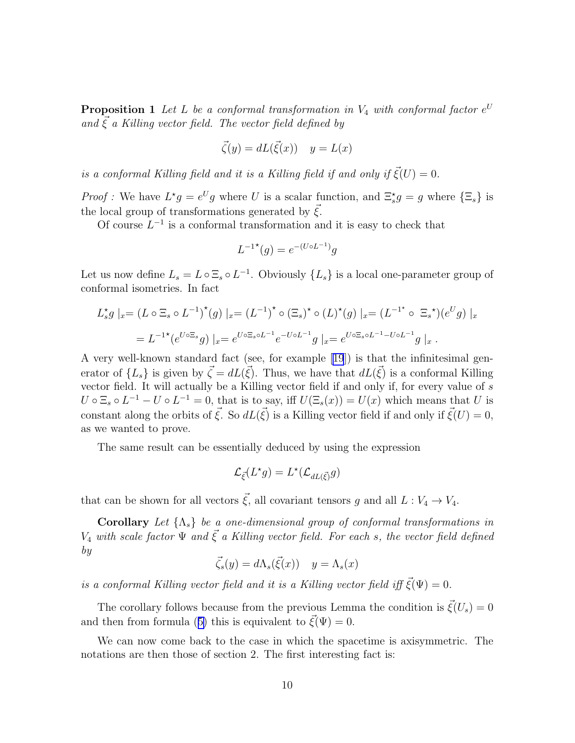**Proposition 1** *Let $L$ be a conformal transformation in $V_4$ with conformal factor $e^U$ and $\vec{\xi}$ a Killing vector field. The vector field defined by*

$$\vec{\zeta}(y) = dL(\vec{\xi}(x)) \quad y = L(x)$$

*is a conformal Killing field and it is a Killing field if and only if $\vec{\xi}(U) = 0$.*

*Proof :* We have $L^\star g = e^U g$ where $U$ is a scalar function, and $\Xi_s^\star g = g$ where $\{\Xi_s\}$ is the local group of transformations generated by $\vec{\xi}$.

Of course $L^{-1}$ is a conformal transformation and it is easy to check that

$$L^{-1\star}(g) = e^{-(U \circ L^{-1})} g$$

Let us now define $L_s = L \circ \Xi_s \circ L^{-1}$. Obviously $\{L_s\}$ is a local one-parameter group of conformal isometries. In fact

$$L_s^\star g \mid_x = (L \circ \Xi_s \circ L^{-1})^\star(g) \mid_x = (L^{-1})^\star \circ (\Xi_s)^\star \circ (L)^\star(g) \mid_x = (L^{-1^\star} \circ \ \Xi_s{}^\star)(e^U g) \mid_x$$

$$= L^{-1\star}(e^{U \circ \Xi_s} g) \mid_x = e^{U \circ \Xi_s \circ L^{-1}} e^{-U \circ L^{-1}} g \mid_x = e^{U \circ \Xi_s \circ L^{-1} - U \circ L^{-1}} g \mid_x .$$

A very well-known standard fact (see, for example [19]) is that the infinitesimal generator of $\{L_s\}$ is given by $\vec{\zeta} = dL(\vec{\xi})$. Thus, we have that $dL(\vec{\xi})$ is a conformal Killing vector field. It will actually be a Killing vector field if and only if, for every value of $s$ $U \circ \Xi_s \circ L^{-1} - U \circ L^{-1} = 0$, that is to say, iff $U(\Xi_s(x)) = U(x)$ which means that $U$ is constant along the orbits of $\vec{\xi}$. So $dL(\vec{\xi})$ is a Killing vector field if and only if $\vec{\xi}(U) = 0$, as we wanted to prove.

The same result can be essentially deduced by using the expression

$$\mathcal{L}_{\vec{\xi}}(L^\star g) = L^\star(\mathcal{L}_{dL(\vec{\xi})} g)$$

that can be shown for all vectors $\vec{\xi}$, all covariant tensors $g$ and all $L : V_4 \to V_4$.

**Corollary** *Let $\{\Lambda_s\}$ be a one-dimensional group of conformal transformations in $V_4$ with scale factor $\Psi$ and $\vec{\xi}$ a Killing vector field. For each $s$, the vector field defined by*

$$\vec{\zeta}_s(y) = d\Lambda_s(\vec{\xi}(x)) \quad y = \Lambda_s(x)$$

*is a conformal Killing vector field and it is a Killing vector field iff $\vec{\xi}(\Psi) = 0$.*

The corollary follows because from the previous Lemma the condition is $\vec{\xi}(U_s) = 0$ and then from formula (5) this is equivalent to $\vec{\xi}(\Psi) = 0$.

We can now come back to the case in which the spacetime is axisymmetric. The notations are then those of section 2. The first interesting fact is: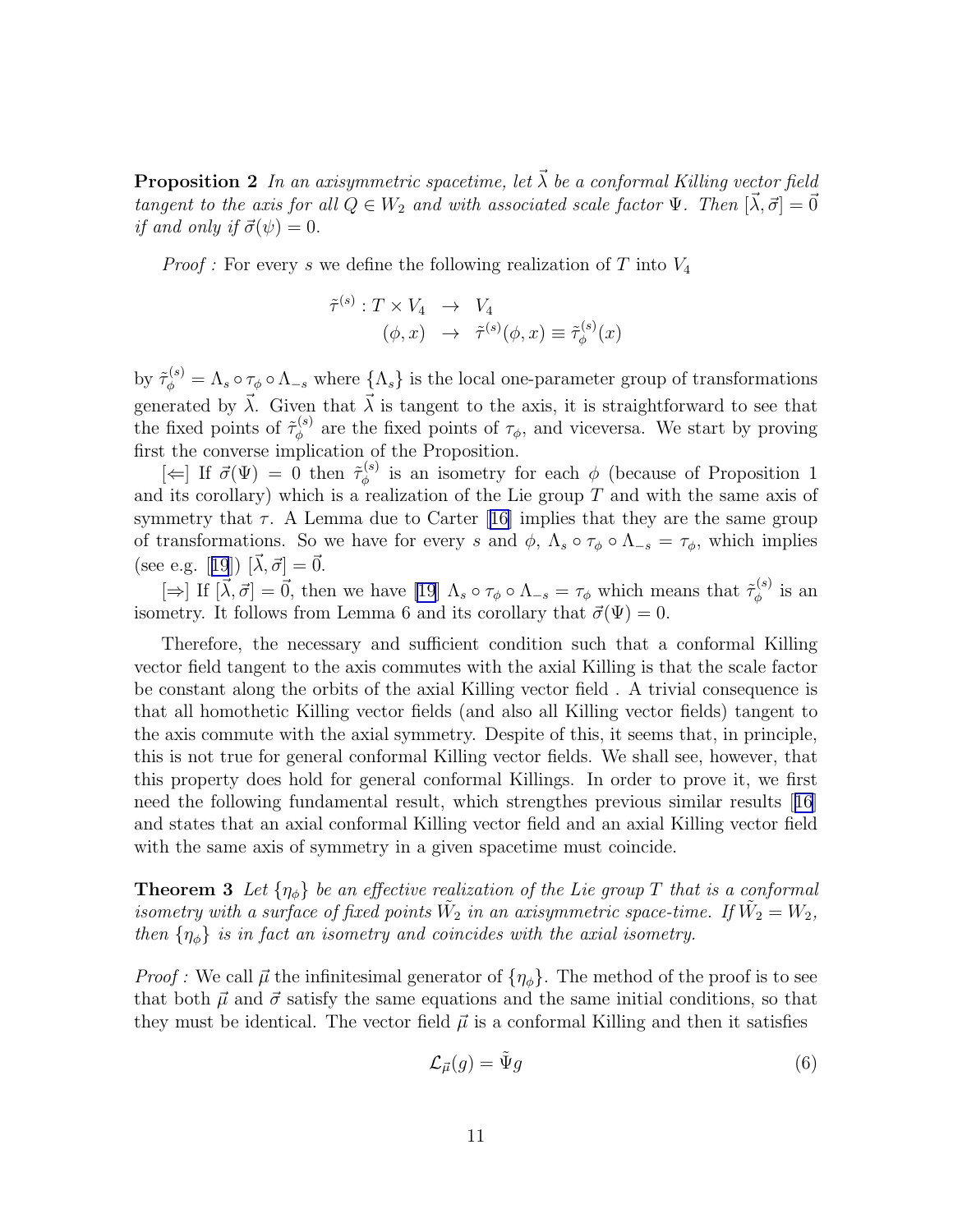**Proposition 2** *In an axisymmetric spacetime, let $\vec{\lambda}$ be a conformal Killing vector field tangent to the axis for all $Q \in W_2$ and with associated scale factor $\Psi$. Then $[\vec{\lambda}, \vec{\sigma}] = \vec{0}$ if and only if $\vec{\sigma}(\psi) = 0$.*

*Proof :* For every $s$ we define the following realization of $T$ into $V_4$

$$\begin{aligned} \tilde{\tau}^{(s)} : T \times V_4 &\rightarrow V_4 \\ (\phi, x) &\rightarrow \tilde{\tau}^{(s)}(\phi, x) \equiv \tilde{\tau}^{(s)}_{\phi}(x) \end{aligned}$$

by $\tilde{\tau}^{(s)}_{\phi} = \Lambda_s \circ \tau_\phi \circ \Lambda_{-s}$ where $\{\Lambda_s\}$ is the local one-parameter group of transformations generated by $\vec{\lambda}$. Given that $\vec{\lambda}$ is tangent to the axis, it is straightforward to see that the fixed points of $\tilde{\tau}^{(s)}_{\phi}$ are the fixed points of $\tau_\phi$, and viceversa. We start by proving first the converse implication of the Proposition.

[$\Leftarrow$] If $\vec{\sigma}(\Psi) = 0$ then $\tilde{\tau}^{(s)}_{\phi}$ is an isometry for each $\phi$ (because of Proposition 1 and its corollary) which is a realization of the Lie group $T$ and with the same axis of symmetry that $\tau$. A Lemma due to Carter [16] implies that they are the same group of transformations. So we have for every $s$ and $\phi$, $\Lambda_s \circ \tau_\phi \circ \Lambda_{-s} = \tau_\phi$, which implies (see e.g. [19]) $[\vec{\lambda}, \vec{\sigma}] = \vec{0}$.

[$\Rightarrow$] If $[\vec{\lambda}, \vec{\sigma}] = \vec{0}$, then we have [19] $\Lambda_s \circ \tau_\phi \circ \Lambda_{-s} = \tau_\phi$ which means that $\tilde{\tau}^{(s)}_{\phi}$ is an isometry. It follows from Lemma 6 and its corollary that $\vec{\sigma}(\Psi) = 0$.

Therefore, the necessary and sufficient condition such that a conformal Killing vector field tangent to the axis commutes with the axial Killing is that the scale factor be constant along the orbits of the axial Killing vector field . A trivial consequence is that all homothetic Killing vector fields (and also all Killing vector fields) tangent to the axis commute with the axial symmetry. Despite of this, it seems that, in principle, this is not true for general conformal Killing vector fields. We shall see, however, that this property does hold for general conformal Killings. In order to prove it, we first need the following fundamental result, which strengthes previous similar results [16] and states that an axial conformal Killing vector field and an axial Killing vector field with the same axis of symmetry in a given spacetime must coincide.

**Theorem 3** *Let $\{\eta_\phi\}$ be an effective realization of the Lie group $T$ that is a conformal isometry with a surface of fixed points $\tilde{W}_2$ in an axisymmetric space-time. If $\tilde{W}_2 = W_2$, then $\{\eta_\phi\}$ is in fact an isometry and coincides with the axial isometry.*

*Proof :* We call $\vec{\mu}$ the infinitesimal generator of $\{\eta_\phi\}$. The method of the proof is to see that both $\vec{\mu}$ and $\vec{\sigma}$ satisfy the same equations and the same initial conditions, so that they must be identical. The vector field $\vec{\mu}$ is a conformal Killing and then it satisfies

$$\mathcal{L}_{\vec{\mu}}(g) = \tilde{\Psi} g \tag{6}$$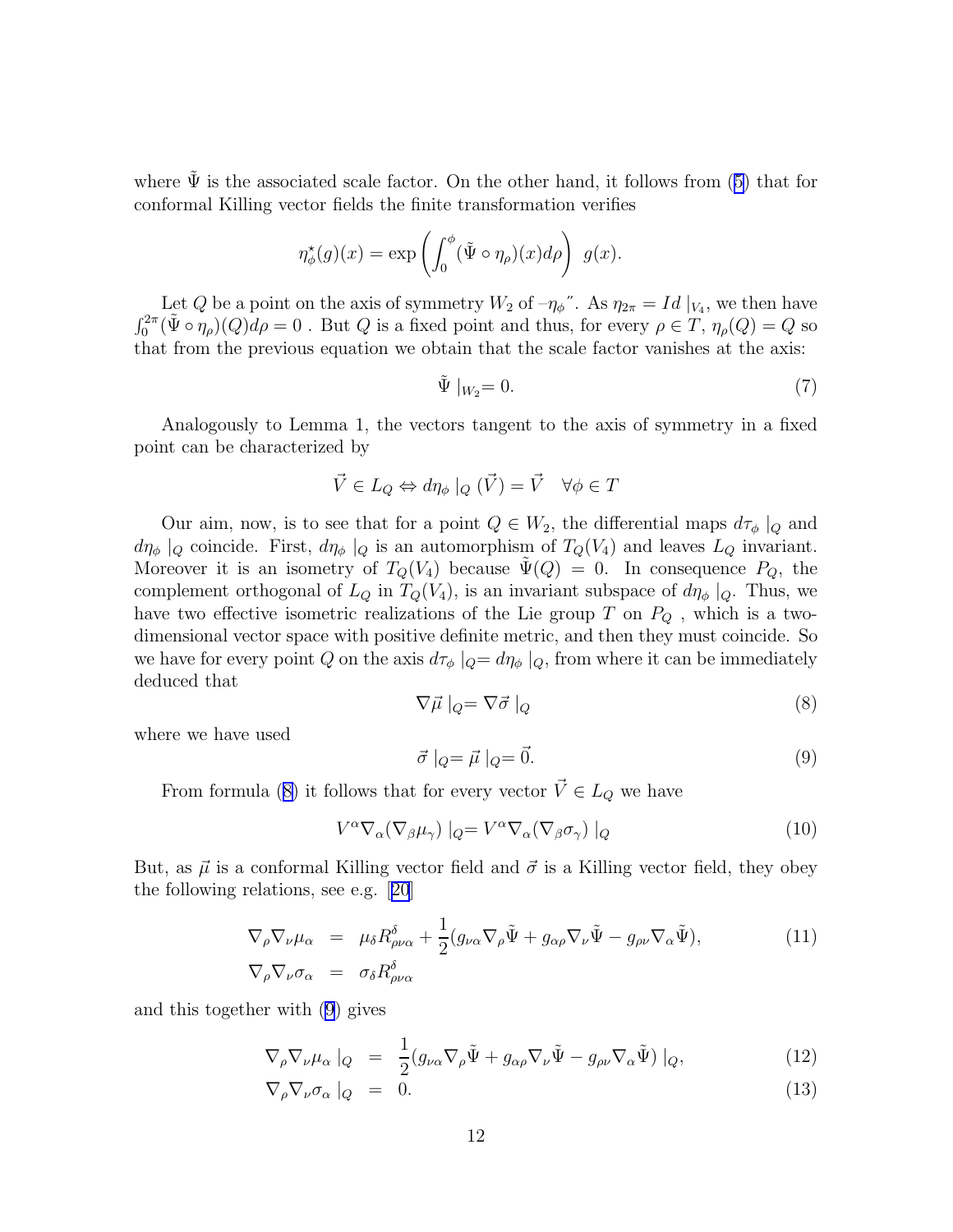where $\tilde{\Psi}$ is the associated scale factor. On the other hand, it follows from (5) that for conformal Killing vector fields the finite transformation verifies

$$\eta_\phi^\star(g)(x) = \exp\left(\int_0^\phi (\tilde{\Psi} \circ \eta_\rho)(x) d\rho\right) \; g(x).$$

Let $Q$ be a point on the axis of symmetry $W_2$ of $-\eta_\phi$". As $\eta_{2\pi} = Id \mid_{V_4}$, we then have $\int_0^{2\pi}(\tilde{\Psi} \circ \eta_\rho)(Q) d\rho = 0$ . But $Q$ is a fixed point and thus, for every $\rho \in T$, $\eta_\rho(Q) = Q$ so that from the previous equation we obtain that the scale factor vanishes at the axis:

$$\tilde{\Psi} \mid_{W_2} = 0. \tag{7}$$

Analogously to Lemma 1, the vectors tangent to the axis of symmetry in a fixed point can be characterized by

$$\vec{V} \in L_Q \Leftrightarrow d\eta_\phi \mid_Q (\vec{V}) = \vec{V} \quad \forall \phi \in T$$

Our aim, now, is to see that for a point $Q \in W_2$, the differential maps $d\tau_\phi \mid_Q$ and $d\eta_\phi \mid_Q$ coincide. First, $d\eta_\phi \mid_Q$ is an automorphism of $T_Q(V_4)$ and leaves $L_Q$ invariant. Moreover it is an isometry of $T_Q(V_4)$ because $\tilde{\Psi}(Q) = 0$. In consequence $P_Q$, the complement orthogonal of $L_Q$ in $T_Q(V_4)$, is an invariant subspace of $d\eta_\phi \mid_Q$. Thus, we have two effective isometric realizations of the Lie group $T$ on $P_Q$ , which is a two-dimensional vector space with positive definite metric, and then they must coincide. So we have for every point $Q$ on the axis $d\tau_\phi \mid_Q = d\eta_\phi \mid_Q$, from where it can be immediately deduced that

$$\nabla \vec{\mu} \mid_Q = \nabla \vec{\sigma} \mid_Q \tag{8}$$

where we have used

$$\vec{\sigma} \mid_Q = \vec{\mu} \mid_Q = \vec{0}. \tag{9}$$

From formula (8) it follows that for every vector $\vec{V} \in L_Q$ we have

$$V^\alpha \nabla_\alpha (\nabla_\beta \mu_\gamma) \mid_Q = V^\alpha \nabla_\alpha (\nabla_\beta \sigma_\gamma) \mid_Q \tag{10}$$

But, as $\vec{\mu}$ is a conformal Killing vector field and $\vec{\sigma}$ is a Killing vector field, they obey the following relations, see e.g. [20]

$$\begin{aligned} \nabla_\rho \nabla_\nu \mu_\alpha &= \mu_\delta R^\delta_{\rho\nu\alpha} + \frac{1}{2}(g_{\nu\alpha} \nabla_\rho \tilde{\Psi} + g_{\alpha\rho} \nabla_\nu \tilde{\Psi} - g_{\rho\nu} \nabla_\alpha \tilde{\Psi}), \qquad (11) \\ \nabla_\rho \nabla_\nu \sigma_\alpha &= \sigma_\delta R^\delta_{\rho\nu\alpha} \end{aligned}$$

and this together with (9) gives

$$\nabla_\rho \nabla_\nu \mu_\alpha \mid_Q = \frac{1}{2}(g_{\nu\alpha} \nabla_\rho \tilde{\Psi} + g_{\alpha\rho} \nabla_\nu \tilde{\Psi} - g_{\rho\nu} \nabla_\alpha \tilde{\Psi}) \mid_Q, \tag{12}$$

$$\nabla_\rho \nabla_\nu \sigma_\alpha \mid_Q = 0. \tag{13}$$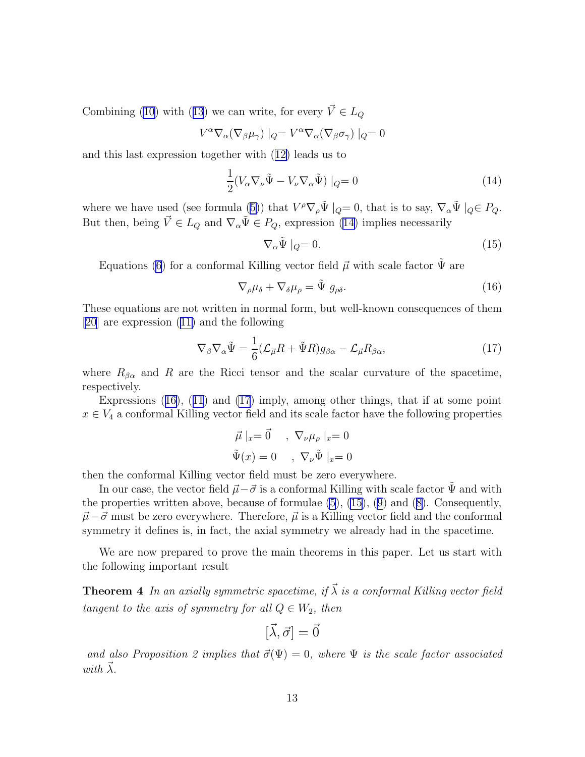Combining (10) with (13) we can write, for every $\vec{V} \in L_Q$

$$V^\alpha \nabla_\alpha (\nabla_\beta \mu_\gamma) \mid_Q = V^\alpha \nabla_\alpha (\nabla_\beta \sigma_\gamma) \mid_Q = 0$$

and this last expression together with (12) leads us to

$$\frac{1}{2}(V_\alpha \nabla_\nu \tilde{\Psi} - V_\nu \nabla_\alpha \tilde{\Psi}) \mid_Q = 0 \tag{14}$$

where we have used (see formula (5)) that $V^\rho \nabla_\rho \tilde{\Psi} \mid_Q = 0$, that is to say, $\nabla_\alpha \tilde{\Psi} \mid_Q \in P_Q$. But then, being $\vec{V} \in L_Q$ and $\nabla_\alpha \tilde{\Psi} \in P_Q$, expression (14) implies necessarily

$$\nabla_\alpha \tilde{\Psi} \mid_Q = 0. \tag{15}$$

Equations (6) for a conformal Killing vector field $\vec{\mu}$ with scale factor $\tilde{\Psi}$ are

$$\nabla_\rho \mu_\delta + \nabla_\delta \mu_\rho = \tilde{\Psi}\ g_{\rho\delta}. \tag{16}$$

These equations are not written in normal form, but well-known consequences of them [20] are expression (11) and the following

$$\nabla_\beta \nabla_\alpha \tilde{\Psi} = \frac{1}{6}(\mathcal{L}_{\vec{\mu}} R + \tilde{\Psi} R) g_{\beta\alpha} - \mathcal{L}_{\vec{\mu}} R_{\beta\alpha}, \tag{17}$$

where $R_{\beta\alpha}$ and $R$ are the Ricci tensor and the scalar curvature of the spacetime, respectively.

Expressions (16), (11) and (17) imply, among other things, that if at some point $x \in V_4$ a conformal Killing vector field and its scale factor have the following properties

$$\vec{\mu} \mid_x = \vec{0} \quad , \ \nabla_\nu \mu_\rho \mid_x = 0$$
$$\tilde{\Psi}(x) = 0 \quad , \ \nabla_\nu \tilde{\Psi} \mid_x = 0$$

then the conformal Killing vector field must be zero everywhere.

In our case, the vector field $\vec{\mu} - \vec{\sigma}$ is a conformal Killing with scale factor $\tilde{\Psi}$ and with the properties written above, because of formulae (5), (15), (9) and (8). Consequently, $\vec{\mu} - \vec{\sigma}$ must be zero everywhere. Therefore, $\vec{\mu}$ is a Killing vector field and the conformal symmetry it defines is, in fact, the axial symmetry we already had in the spacetime.

We are now prepared to prove the main theorems in this paper. Let us start with the following important result

**Theorem 4** *In an axially symmetric spacetime, if $\vec{\lambda}$ is a conformal Killing vector field tangent to the axis of symmetry for all $Q \in W_2$, then*

$$[\vec{\lambda}, \vec{\sigma}] = \vec{0}$$

*and also Proposition 2 implies that $\vec{\sigma}(\Psi) = 0$, where $\Psi$ is the scale factor associated with $\vec{\lambda}$.*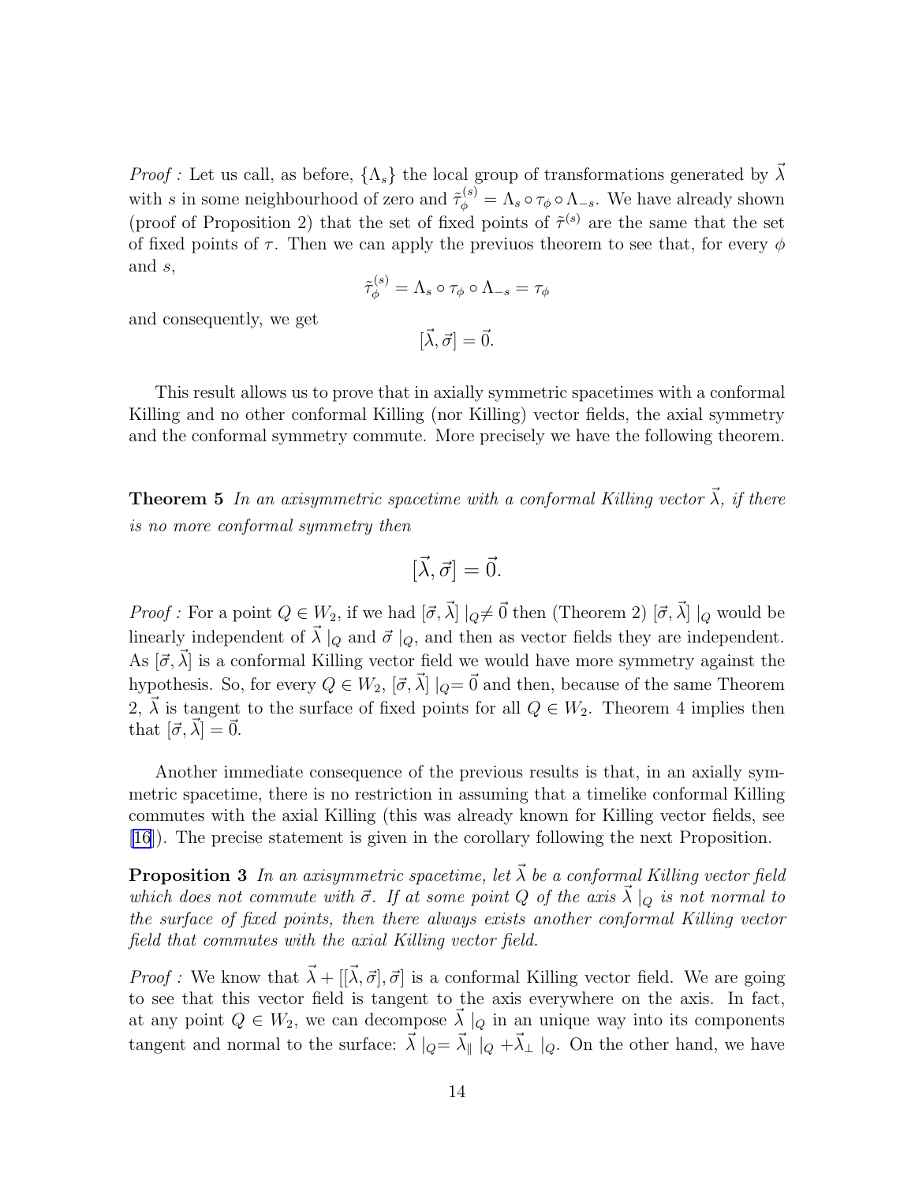*Proof :* Let us call, as before, $\{\Lambda_s\}$ the local group of transformations generated by $\vec{\lambda}$ with $s$ in some neighbourhood of zero and $\tilde{\tau}_\phi^{(s)} = \Lambda_s \circ \tau_\phi \circ \Lambda_{-s}$. We have already shown (proof of Proposition 2) that the set of fixed points of $\tilde{\tau}^{(s)}$ are the same that the set of fixed points of $\tau$. Then we can apply the previuos theorem to see that, for every $\phi$ and $s$,

$$\tilde{\tau}_\phi^{(s)} = \Lambda_s \circ \tau_\phi \circ \Lambda_{-s} = \tau_\phi$$

and consequently, we get

$$[\vec{\lambda}, \vec{\sigma}] = \vec{0}.$$

This result allows us to prove that in axially symmetric spacetimes with a conformal Killing and no other conformal Killing (nor Killing) vector fields, the axial symmetry and the conformal symmetry commute. More precisely we have the following theorem.

**Theorem 5** *In an axisymmetric spacetime with a conformal Killing vector $\vec{\lambda}$, if there is no more conformal symmetry then*

$$[\vec{\lambda}, \vec{\sigma}] = \vec{0}.$$

*Proof :* For a point $Q \in W_2$, if we had $[\vec{\sigma}, \vec{\lambda}] \mid_Q \neq \vec{0}$ then (Theorem 2) $[\vec{\sigma}, \vec{\lambda}] \mid_Q$ would be linearly independent of $\vec{\lambda} \mid_Q$ and $\vec{\sigma} \mid_Q$, and then as vector fields they are independent. As $[\vec{\sigma}, \vec{\lambda}]$ is a conformal Killing vector field we would have more symmetry against the hypothesis. So, for every $Q \in W_2$, $[\vec{\sigma}, \vec{\lambda}] \mid_Q = \vec{0}$ and then, because of the same Theorem 2, $\vec{\lambda}$ is tangent to the surface of fixed points for all $Q \in W_2$. Theorem 4 implies then that $[\vec{\sigma}, \vec{\lambda}] = \vec{0}$.

Another immediate consequence of the previous results is that, in an axially symmetric spacetime, there is no restriction in assuming that a timelike conformal Killing commutes with the axial Killing (this was already known for Killing vector fields, see [16]). The precise statement is given in the corollary following the next Proposition.

**Proposition 3** *In an axisymmetric spacetime, let $\vec{\lambda}$ be a conformal Killing vector field which does not commute with $\vec{\sigma}$. If at some point $Q$ of the axis $\vec{\lambda} \mid_Q$ is not normal to the surface of fixed points, then there always exists another conformal Killing vector field that commutes with the axial Killing vector field.*

*Proof :* We know that $\vec{\lambda} + [[\vec{\lambda}, \vec{\sigma}], \vec{\sigma}]$ is a conformal Killing vector field. We are going to see that this vector field is tangent to the axis everywhere on the axis. In fact, at any point $Q \in W_2$, we can decompose $\vec{\lambda} \mid_Q$ in an unique way into its components tangent and normal to the surface: $\vec{\lambda} \mid_Q = \vec{\lambda}_\parallel \mid_Q + \vec{\lambda}_\perp \mid_Q$. On the other hand, we have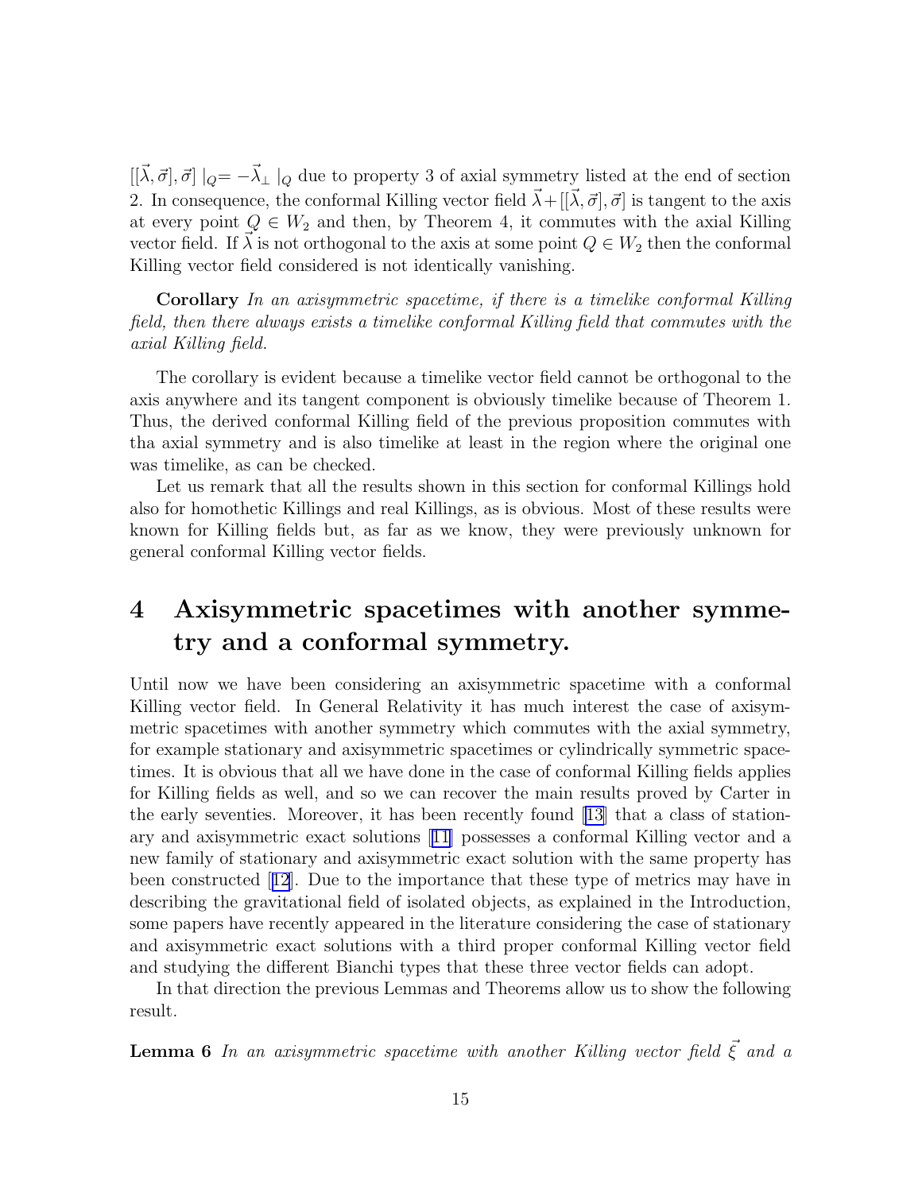$[[\vec{\lambda},\vec{\sigma}],\vec{\sigma}]\mid_Q = -\vec{\lambda}_\perp \mid_Q$ due to property 3 of axial symmetry listed at the end of section 2. In consequence, the conformal Killing vector field $\vec{\lambda}+[[\vec{\lambda},\vec{\sigma}],\vec{\sigma}]$ is tangent to the axis at every point $Q \in W_2$ and then, by Theorem 4, it commutes with the axial Killing vector field. If $\vec{\lambda}$ is not orthogonal to the axis at some point $Q \in W_2$ then the conformal Killing vector field considered is not identically vanishing.

**Corollary** *In an axisymmetric spacetime, if there is a timelike conformal Killing field, then there always exists a timelike conformal Killing field that commutes with the axial Killing field.*

The corollary is evident because a timelike vector field cannot be orthogonal to the axis anywhere and its tangent component is obviously timelike because of Theorem 1. Thus, the derived conformal Killing field of the previous proposition commutes with tha axial symmetry and is also timelike at least in the region where the original one was timelike, as can be checked.

Let us remark that all the results shown in this section for conformal Killings hold also for homothetic Killings and real Killings, as is obvious. Most of these results were known for Killing fields but, as far as we know, they were previously unknown for general conformal Killing vector fields.

# 4 Axisymmetric spacetimes with another symmetry and a conformal symmetry.

Until now we have been considering an axisymmetric spacetime with a conformal Killing vector field. In General Relativity it has much interest the case of axisymmetric spacetimes with another symmetry which commutes with the axial symmetry, for example stationary and axisymmetric spacetimes or cylindrically symmetric spacetimes. It is obvious that all we have done in the case of conformal Killing fields applies for Killing fields as well, and so we can recover the main results proved by Carter in the early seventies. Moreover, it has been recently found [13] that a class of stationary and axisymmetric exact solutions [11] possesses a conformal Killing vector and a new family of stationary and axisymmetric exact solution with the same property has been constructed [12]. Due to the importance that these type of metrics may have in describing the gravitational field of isolated objects, as explained in the Introduction, some papers have recently appeared in the literature considering the case of stationary and axisymmetric exact solutions with a third proper conformal Killing vector field and studying the different Bianchi types that these three vector fields can adopt.

In that direction the previous Lemmas and Theorems allow us to show the following result.

**Lemma 6** *In an axisymmetric spacetime with another Killing vector field $\vec{\xi}$ and a*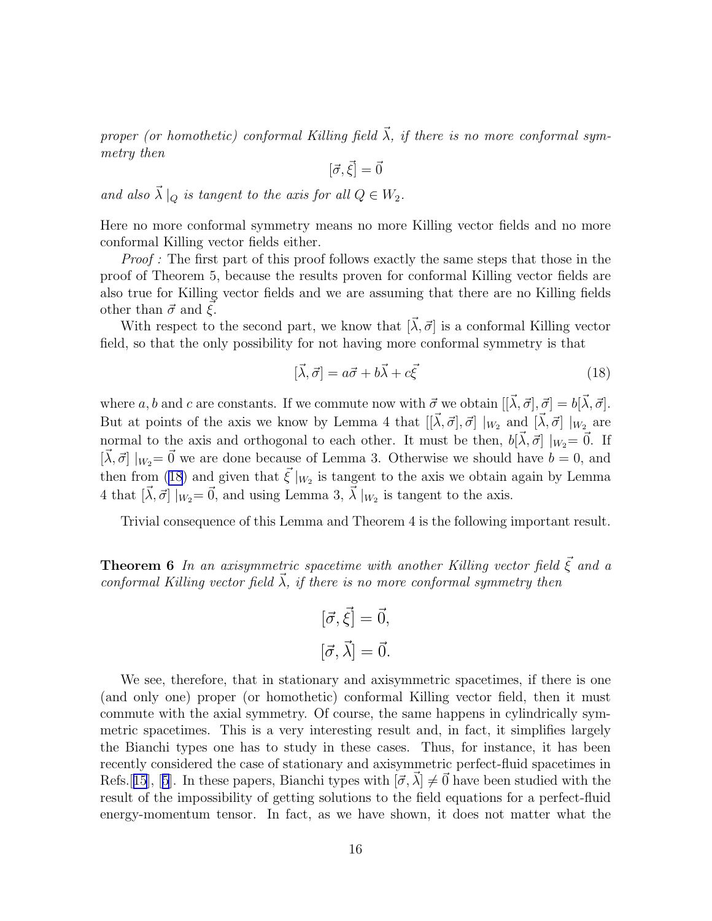*proper (or homothetic) conformal Killing field $\vec{\lambda}$, if there is no more conformal symmetry then*

$$[\vec{\sigma}, \vec{\xi}] = \vec{0}$$

*and also $\vec{\lambda}\mid_Q$ is tangent to the axis for all $Q \in W_2$.*

Here no more conformal symmetry means no more Killing vector fields and no more conformal Killing vector fields either.

*Proof :* The first part of this proof follows exactly the same steps that those in the proof of Theorem 5, because the results proven for conformal Killing vector fields are also true for Killing vector fields and we are assuming that there are no Killing fields other than $\vec{\sigma}$ and $\vec{\xi}$.

With respect to the second part, we know that $[\vec{\lambda}, \vec{\sigma}]$ is a conformal Killing vector field, so that the only possibility for not having more conformal symmetry is that

$$[\vec{\lambda}, \vec{\sigma}] = a\vec{\sigma} + b\vec{\lambda} + c\vec{\xi} \tag{18}$$

where $a, b$ and $c$ are constants. If we commute now with $\vec{\sigma}$ we obtain $[[\vec{\lambda}, \vec{\sigma}], \vec{\sigma}] = b[\vec{\lambda}, \vec{\sigma}]$. But at points of the axis we know by Lemma 4 that $[[\vec{\lambda}, \vec{\sigma}], \vec{\sigma}]\mid_{W_2}$ and $[\vec{\lambda}, \vec{\sigma}]\mid_{W_2}$ are normal to the axis and orthogonal to each other. It must be then, $b[\vec{\lambda}, \vec{\sigma}]\mid_{W_2} = \vec{0}$. If $[\vec{\lambda}, \vec{\sigma}]\mid_{W_2} = \vec{0}$ we are done because of Lemma 3. Otherwise we should have $b = 0$, and then from (18) and given that $\vec{\xi}\mid_{W_2}$ is tangent to the axis we obtain again by Lemma 4 that $[\vec{\lambda}, \vec{\sigma}]\mid_{W_2} = \vec{0}$, and using Lemma 3, $\vec{\lambda}\mid_{W_2}$ is tangent to the axis.

Trivial consequence of this Lemma and Theorem 4 is the following important result.

**Theorem 6** *In an axisymmetric spacetime with another Killing vector field $\vec{\xi}$ and a conformal Killing vector field $\vec{\lambda}$, if there is no more conformal symmetry then*

$$[\vec{\sigma}, \vec{\xi}] = \vec{0},$$

$$[\vec{\sigma}, \vec{\lambda}] = \vec{0}.$$

We see, therefore, that in stationary and axisymmetric spacetimes, if there is one (and only one) proper (or homothetic) conformal Killing vector field, then it must commute with the axial symmetry. Of course, the same happens in cylindrically symmetric spacetimes. This is a very interesting result and, in fact, it simplifies largely the Bianchi types one has to study in these cases. Thus, for instance, it has been recently considered the case of stationary and axisymmetric perfect-fluid spacetimes in Refs.[15], [5]. In these papers, Bianchi types with $[\vec{\sigma}, \vec{\lambda}] \neq \vec{0}$ have been studied with the result of the impossibility of getting solutions to the field equations for a perfect-fluid energy-momentum tensor. In fact, as we have shown, it does not matter what the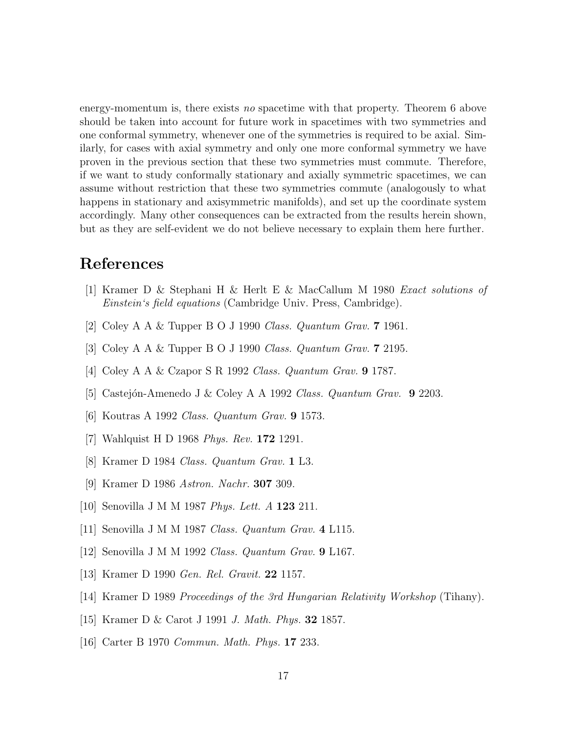energy-momentum is, there exists *no* spacetime with that property. Theorem 6 above should be taken into account for future work in spacetimes with two symmetries and one conformal symmetry, whenever one of the symmetries is required to be axial. Similarly, for cases with axial symmetry and only one more conformal symmetry we have proven in the previous section that these two symmetries must commute. Therefore, if we want to study conformally stationary and axially symmetric spacetimes, we can assume without restriction that these two symmetries commute (analogously to what happens in stationary and axisymmetric manifolds), and set up the coordinate system accordingly. Many other consequences can be extracted from the results herein shown, but as they are self-evident we do not believe necessary to explain them here further.

# References

[1] Kramer D & Stephani H & Herlt E & MacCallum M 1980 *Exact solutions of Einstein's field equations* (Cambridge Univ. Press, Cambridge).

[2] Coley A A & Tupper B O J 1990 *Class. Quantum Grav.* **7** 1961.

[3] Coley A A & Tupper B O J 1990 *Class. Quantum Grav.* **7** 2195.

[4] Coley A A & Czapor S R 1992 *Class. Quantum Grav.* **9** 1787.

[5] Castejón-Amenedo J & Coley A A 1992 *Class. Quantum Grav.* **9** 2203.

[6] Koutras A 1992 *Class. Quantum Grav.* **9** 1573.

[7] Wahlquist H D 1968 *Phys. Rev.* **172** 1291.

[8] Kramer D 1984 *Class. Quantum Grav.* **1** L3.

[9] Kramer D 1986 *Astron. Nachr.* **307** 309.

[10] Senovilla J M M 1987 *Phys. Lett. A* **123** 211.

[11] Senovilla J M M 1987 *Class. Quantum Grav.* **4** L115.

[12] Senovilla J M M 1992 *Class. Quantum Grav.* **9** L167.

[13] Kramer D 1990 *Gen. Rel. Gravit.* **22** 1157.

[14] Kramer D 1989 *Proceedings of the 3rd Hungarian Relativity Workshop* (Tihany).

[15] Kramer D & Carot J 1991 *J. Math. Phys.* **32** 1857.

[16] Carter B 1970 *Commun. Math. Phys.* **17** 233.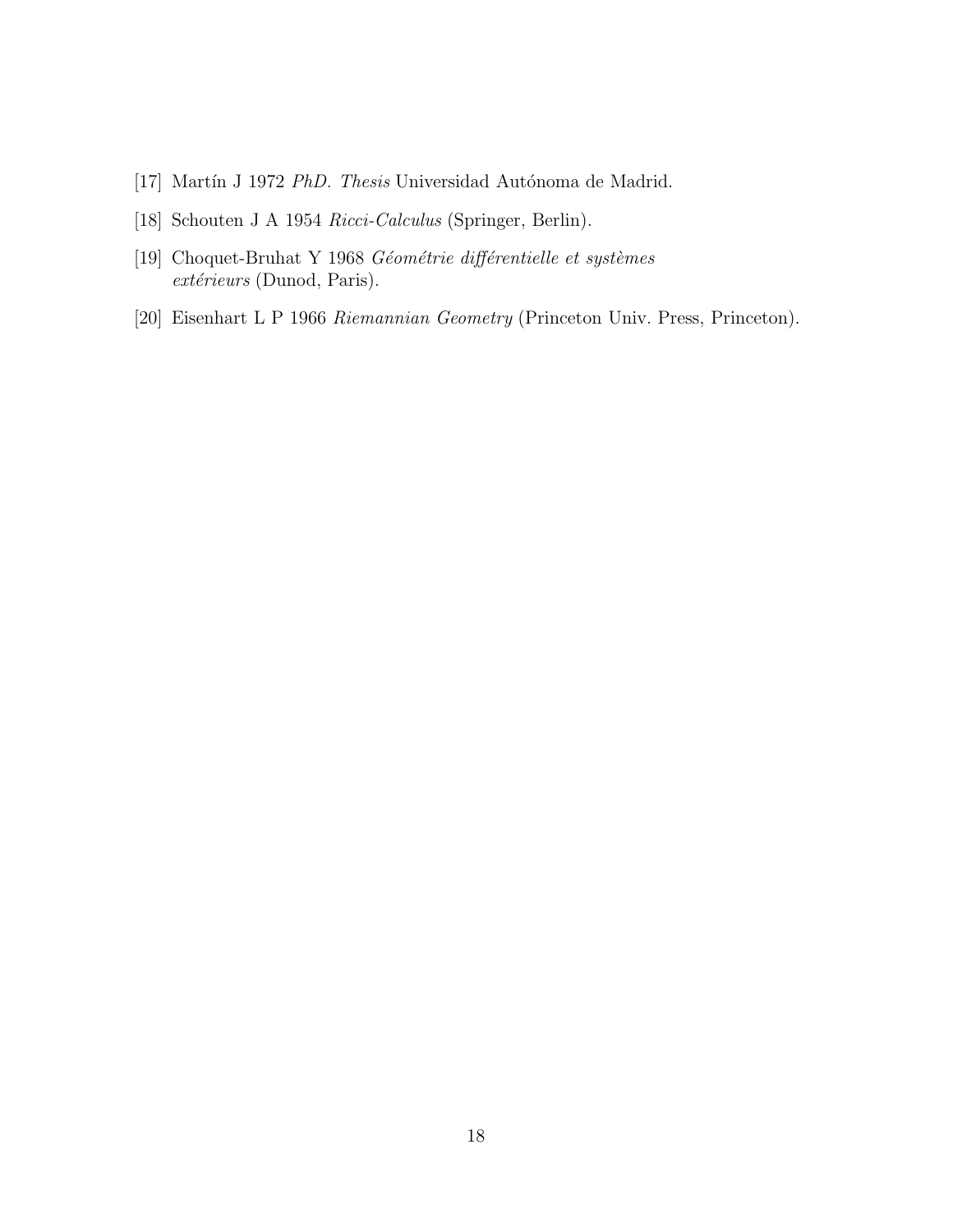[17] Martín J 1972 *PhD. Thesis* Universidad Autónoma de Madrid.

[18] Schouten J A 1954 *Ricci-Calculus* (Springer, Berlin).

[19] Choquet-Bruhat Y 1968 *Géométrie différentielle et systèmes extérieurs* (Dunod, Paris).

[20] Eisenhart L P 1966 *Riemannian Geometry* (Princeton Univ. Press, Princeton).